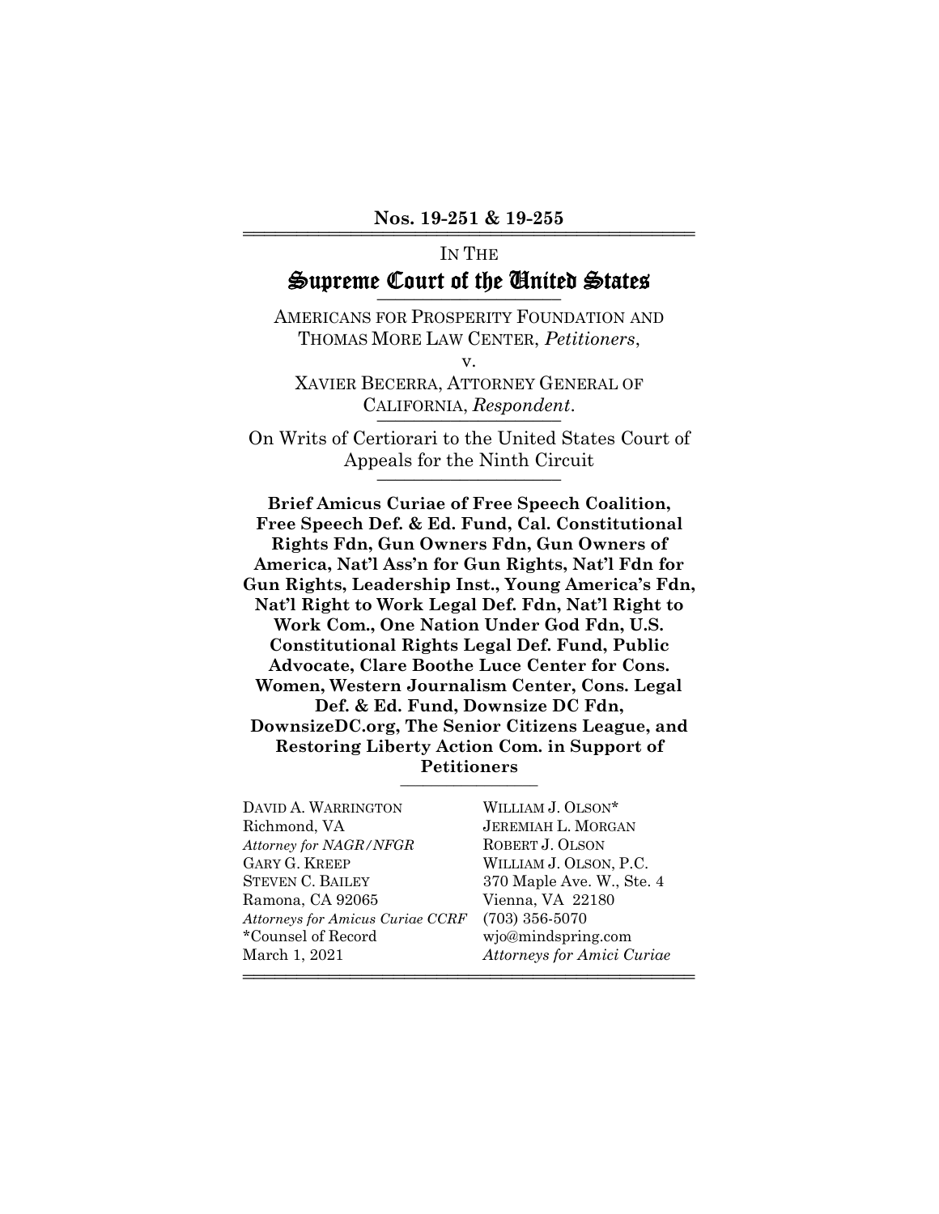**Nos. 19-251 & 19-255**

IN THE

# Supreme Court of the United States

AMERICANS FOR PROSPERITY FOUNDATION AND THOMAS MORE LAW CENTER, *Petitioners*,

v.

XAVIER BECERRA, ATTORNEY GENERAL OF CALIFORNIA, *Respondent*.

On Writs of Certiorari to the United States Court of Appeals for the Ninth Circuit

**Brief Amicus Curiae of Free Speech Coalition, Free Speech Def. & Ed. Fund, Cal. Constitutional Rights Fdn, Gun Owners Fdn, Gun Owners of America, Nat'l Ass'n for Gun Rights, Nat'l Fdn for Gun Rights, Leadership Inst., Young America's Fdn, Nat'l Right to Work Legal Def. Fdn, Nat'l Right to Work Com., One Nation Under God Fdn, U.S. Constitutional Rights Legal Def. Fund, Public Advocate, Clare Boothe Luce Center for Cons. Women, Western Journalism Center, Cons. Legal Def. & Ed. Fund, Downsize DC Fdn, DownsizeDC.org, The Senior Citizens League, and Restoring Liberty Action Com. in Support of Petitioners**

DAVID A. WARRINGTON
Richmond, VA
*Attorney for NAGR/NFGR*
GARY G. KREEP
STEVEN C. BAILEY
Ramona, CA 92065
*Attorneys for Amicus Curiae CCRF*
*Counsel of Record
March 1, 2021

WILLIAM J. OLSON*
JEREMIAH L. MORGAN
ROBERT J. OLSON
WILLIAM J. OLSON, P.C.
370 Maple Ave. W., Ste. 4
Vienna, VA 22180
(703) 356-5070
wjo@mindspring.com
*Attorneys for Amici Curiae*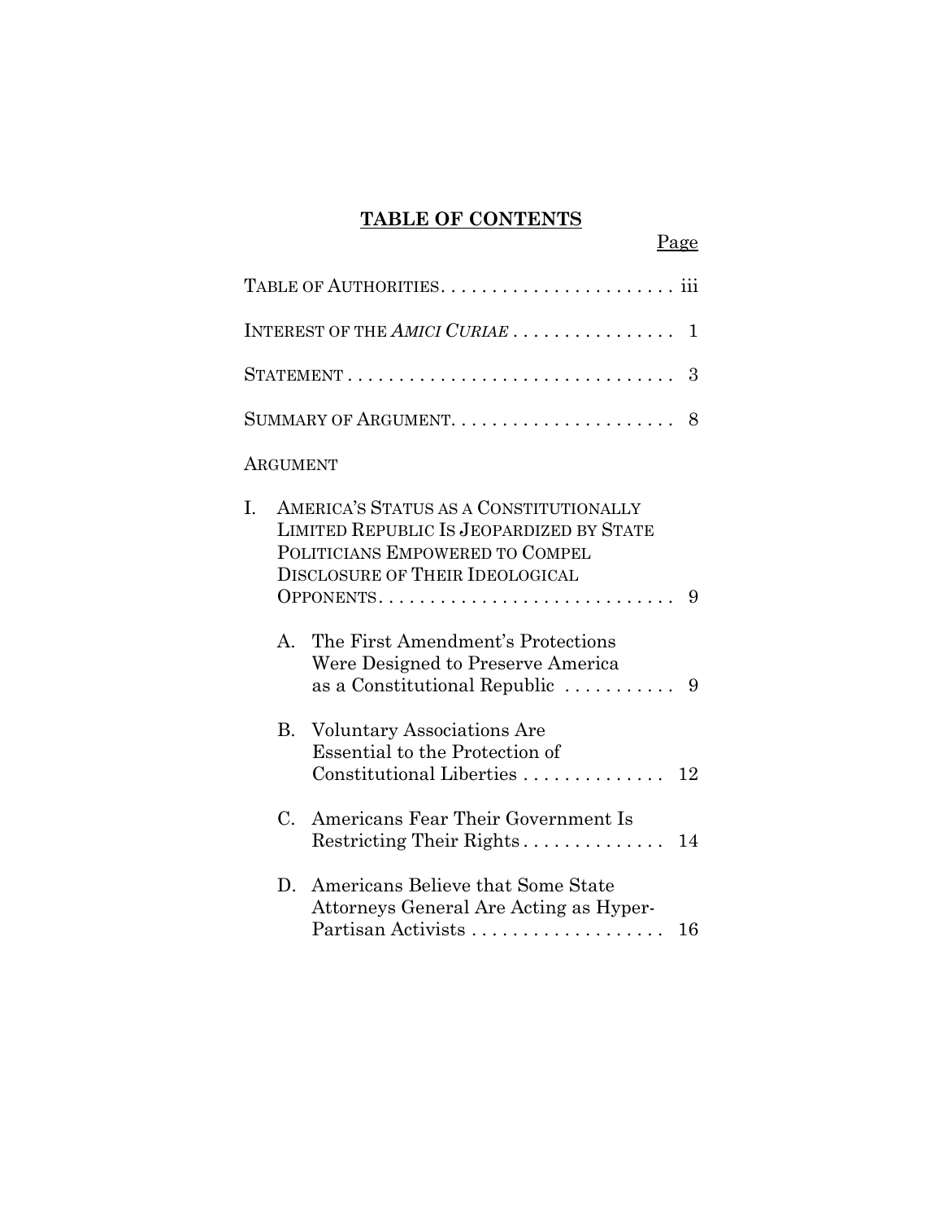## TABLE OF CONTENTS

| | Page |
|---|---|
| TABLE OF AUTHORITIES | iii |
| INTEREST OF THE *AMICI CURIAE* | 1 |
| STATEMENT | 3 |
| SUMMARY OF ARGUMENT | 8 |
| ARGUMENT | |
| I. AMERICA'S STATUS AS A CONSTITUTIONALLY LIMITED REPUBLIC IS JEOPARDIZED BY STATE POLITICIANS EMPOWERED TO COMPEL DISCLOSURE OF THEIR IDEOLOGICAL OPPONENTS | 9 |
| A. The First Amendment's Protections Were Designed to Preserve America as a Constitutional Republic | 9 |
| B. Voluntary Associations Are Essential to the Protection of Constitutional Liberties | 12 |
| C. Americans Fear Their Government Is Restricting Their Rights | 14 |
| D. Americans Believe that Some State Attorneys General Are Acting as Hyper-Partisan Activists | 16 |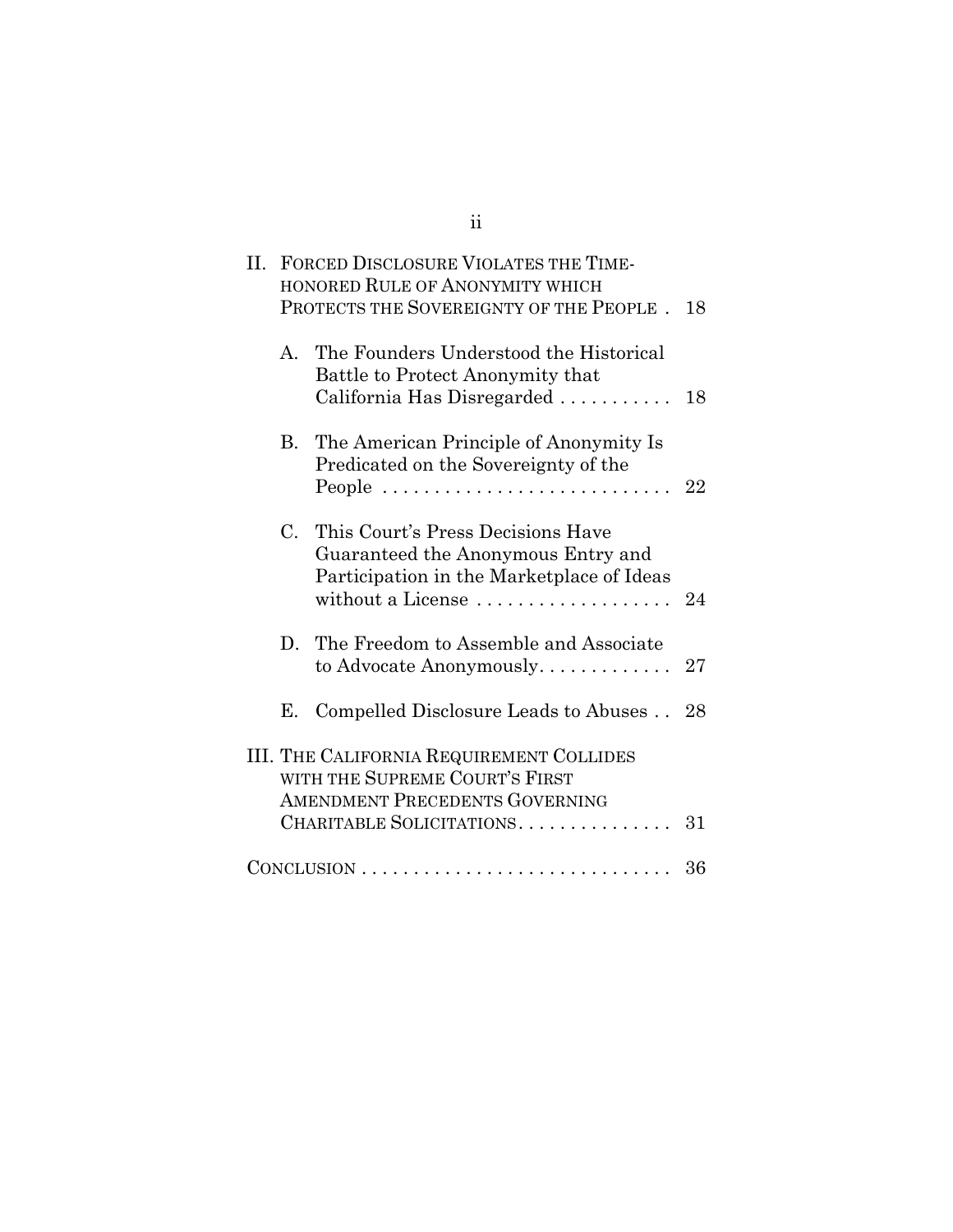II. FORCED DISCLOSURE VIOLATES THE TIME-HONORED RULE OF ANONYMITY WHICH PROTECTS THE SOVEREIGNTY OF THE PEOPLE . 18

A. The Founders Understood the Historical Battle to Protect Anonymity that California Has Disregarded . . . . . . . . . . . 18

B. The American Principle of Anonymity Is Predicated on the Sovereignty of the People . . . . . . . . . . . . . . . . . . . . . . . . . . . . 22

C. This Court's Press Decisions Have Guaranteed the Anonymous Entry and Participation in the Marketplace of Ideas without a License . . . . . . . . . . . . . . . . . . . 24

D. The Freedom to Assemble and Associate to Advocate Anonymously. . . . . . . . . . . . . 27

E. Compelled Disclosure Leads to Abuses . . 28

III. THE CALIFORNIA REQUIREMENT COLLIDES WITH THE SUPREME COURT'S FIRST AMENDMENT PRECEDENTS GOVERNING CHARITABLE SOLICITATIONS. . . . . . . . . . . . . . . . 31

CONCLUSION . . . . . . . . . . . . . . . . . . . . . . . . . . . . . . 36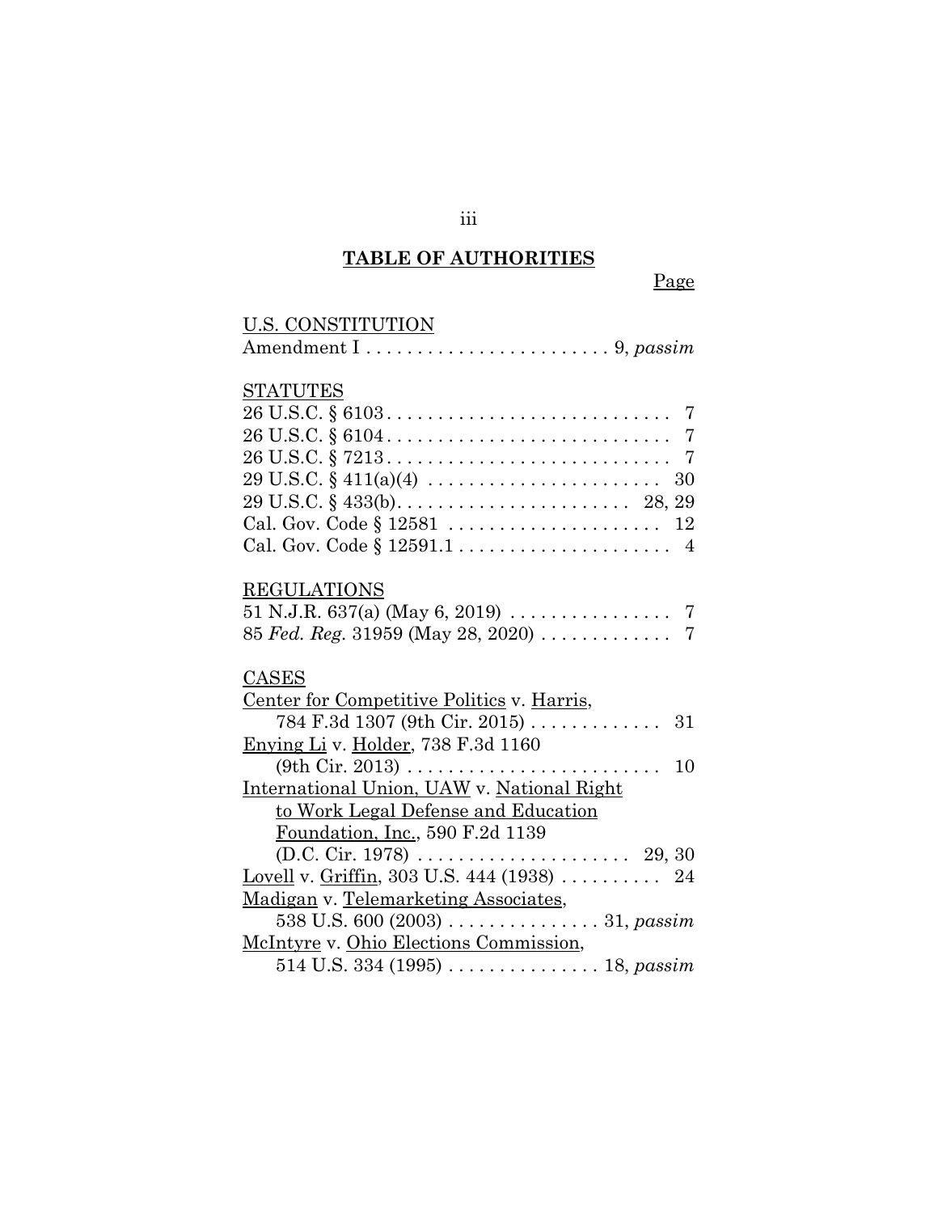## TABLE OF AUTHORITIES

Page

U.S. CONSTITUTION

Amendment I . . . . . . . . . . . . . . . . . . . . . . . . 9, *passim*

STATUTES

26 U.S.C. § 6103 . . . . . . . . . . . . . . . . . . . . . . . . . . . . 7
26 U.S.C. § 6104 . . . . . . . . . . . . . . . . . . . . . . . . . . . . 7
26 U.S.C. § 7213 . . . . . . . . . . . . . . . . . . . . . . . . . . . . 7
29 U.S.C. § 411(a)(4) . . . . . . . . . . . . . . . . . . . . . . . 30
29 U.S.C. § 433(b). . . . . . . . . . . . . . . . . . . . . . . 28, 29
Cal. Gov. Code § 12581 . . . . . . . . . . . . . . . . . . . . . 12
Cal. Gov. Code § 12591.1 . . . . . . . . . . . . . . . . . . . . . 4

REGULATIONS

51 N.J.R. 637(a) (May 6, 2019) . . . . . . . . . . . . . . . . 7
85 *Fed. Reg.* 31959 (May 28, 2020) . . . . . . . . . . . . . 7

CASES

Center for Competitive Politics v. Harris, 784 F.3d 1307 (9th Cir. 2015) . . . . . . . . . . . . . 31
Enying Li v. Holder, 738 F.3d 1160 (9th Cir. 2013) . . . . . . . . . . . . . . . . . . . . . . . . . 10
International Union, UAW v. National Right to Work Legal Defense and Education Foundation, Inc., 590 F.2d 1139 (D.C. Cir. 1978) . . . . . . . . . . . . . . . . . . . . . 29, 30
Lovell v. Griffin, 303 U.S. 444 (1938) . . . . . . . . . . 24
Madigan v. Telemarketing Associates, 538 U.S. 600 (2003) . . . . . . . . . . . . . . . 31, *passim*
McIntyre v. Ohio Elections Commission, 514 U.S. 334 (1995) . . . . . . . . . . . . . . . 18, *passim*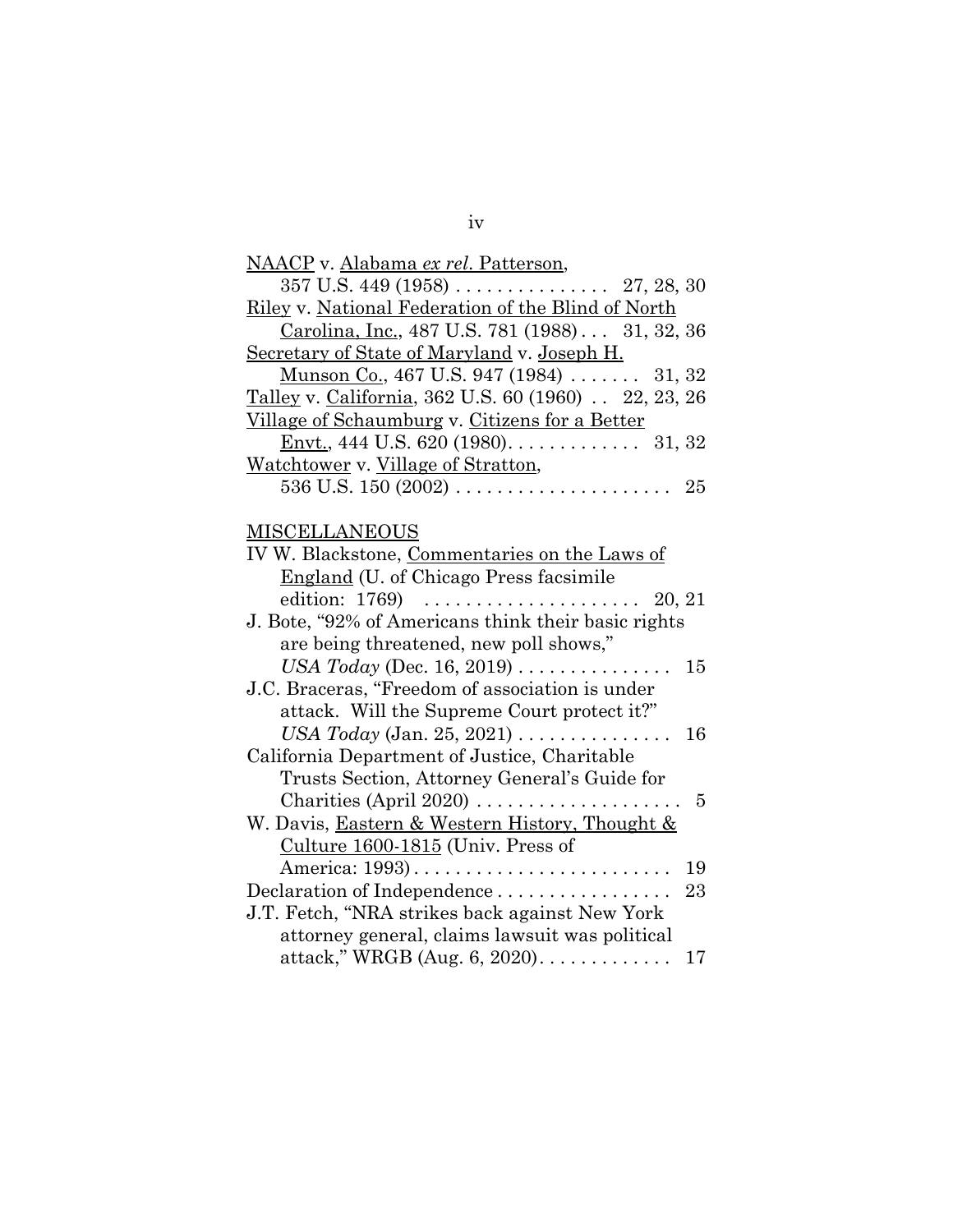NAACP v. Alabama *ex rel.* Patterson, 357 U.S. 449 (1958) . . . . . . . . . . . . . . . 27, 28, 30

Riley v. National Federation of the Blind of North Carolina, Inc., 487 U.S. 781 (1988) . . . 31, 32, 36

Secretary of State of Maryland v. Joseph H. Munson Co., 467 U.S. 947 (1984) . . . . . . . 31, 32

Talley v. California, 362 U.S. 60 (1960) . . 22, 23, 26

Village of Schaumburg v. Citizens for a Better Envt., 444 U.S. 620 (1980). . . . . . . . . . . . . 31, 32

Watchtower v. Village of Stratton, 536 U.S. 150 (2002) . . . . . . . . . . . . . . . . . . . . . 25

MISCELLANEOUS

IV W. Blackstone, Commentaries on the Laws of England (U. of Chicago Press facsimile edition: 1769) . . . . . . . . . . . . . . . . . . . . . 20, 21

J. Bote, "92% of Americans think their basic rights are being threatened, new poll shows," *USA Today* (Dec. 16, 2019) . . . . . . . . . . . . . . . 15

J.C. Braceras, "Freedom of association is under attack. Will the Supreme Court protect it?" *USA Today* (Jan. 25, 2021) . . . . . . . . . . . . . . . 16

California Department of Justice, Charitable Trusts Section, Attorney General's Guide for Charities (April 2020) . . . . . . . . . . . . . . . . . . . . 5

W. Davis, Eastern & Western History, Thought & Culture 1600-1815 (Univ. Press of America: 1993) . . . . . . . . . . . . . . . . . . . . . . . . . 19

Declaration of Independence . . . . . . . . . . . . . . . . . 23

J.T. Fetch, "NRA strikes back against New York attorney general, claims lawsuit was political attack," WRGB (Aug. 6, 2020). . . . . . . . . . . . . 17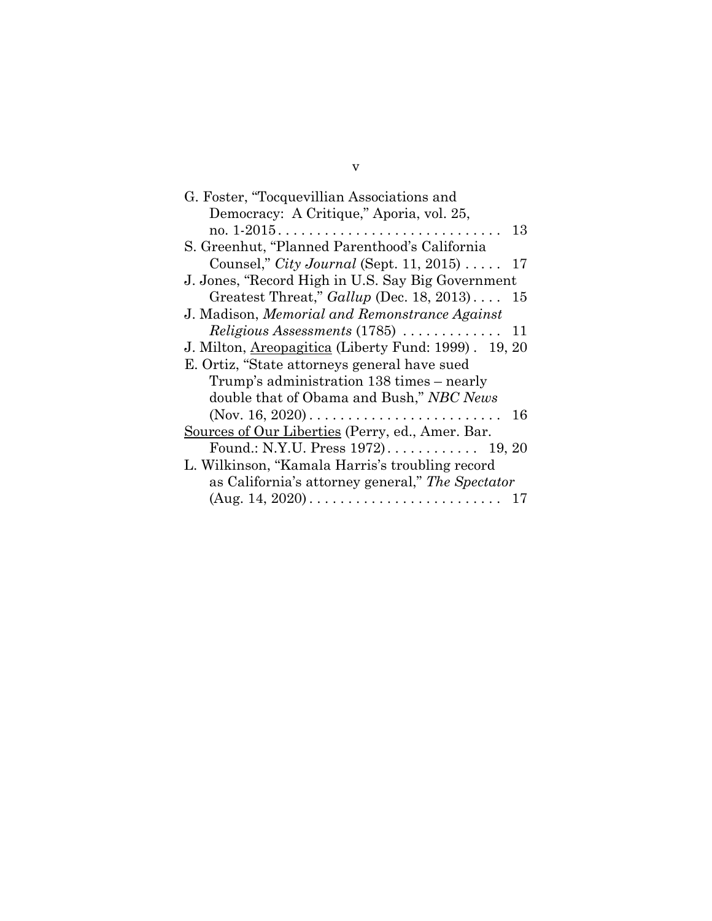G. Foster, "Tocquevillian Associations and Democracy: A Critique," Aporia, vol. 25, no. 1-2015 . . . . . . . . . . . . . . . . . . . . . . . . . . . . 13

S. Greenhut, "Planned Parenthood's California Counsel," *City Journal* (Sept. 11, 2015) . . . . . 17

J. Jones, "Record High in U.S. Say Big Government Greatest Threat," *Gallup* (Dec. 18, 2013) . . . . 15

J. Madison, *Memorial and Remonstrance Against Religious Assessments* (1785) . . . . . . . . . . . . . 11

J. Milton, <u>Areopagitica</u> (Liberty Fund: 1999) . 19, 20

E. Ortiz, "State attorneys general have sued Trump's administration 138 times – nearly double that of Obama and Bush," *NBC News* (Nov. 16, 2020) . . . . . . . . . . . . . . . . . . . . . . . . . 16

<u>Sources of Our Liberties</u> (Perry, ed., Amer. Bar. Found.: N.Y.U. Press 1972) . . . . . . . . . . . . 19, 20

L. Wilkinson, "Kamala Harris's troubling record as California's attorney general," *The Spectator* (Aug. 14, 2020) . . . . . . . . . . . . . . . . . . . . . . . . . 17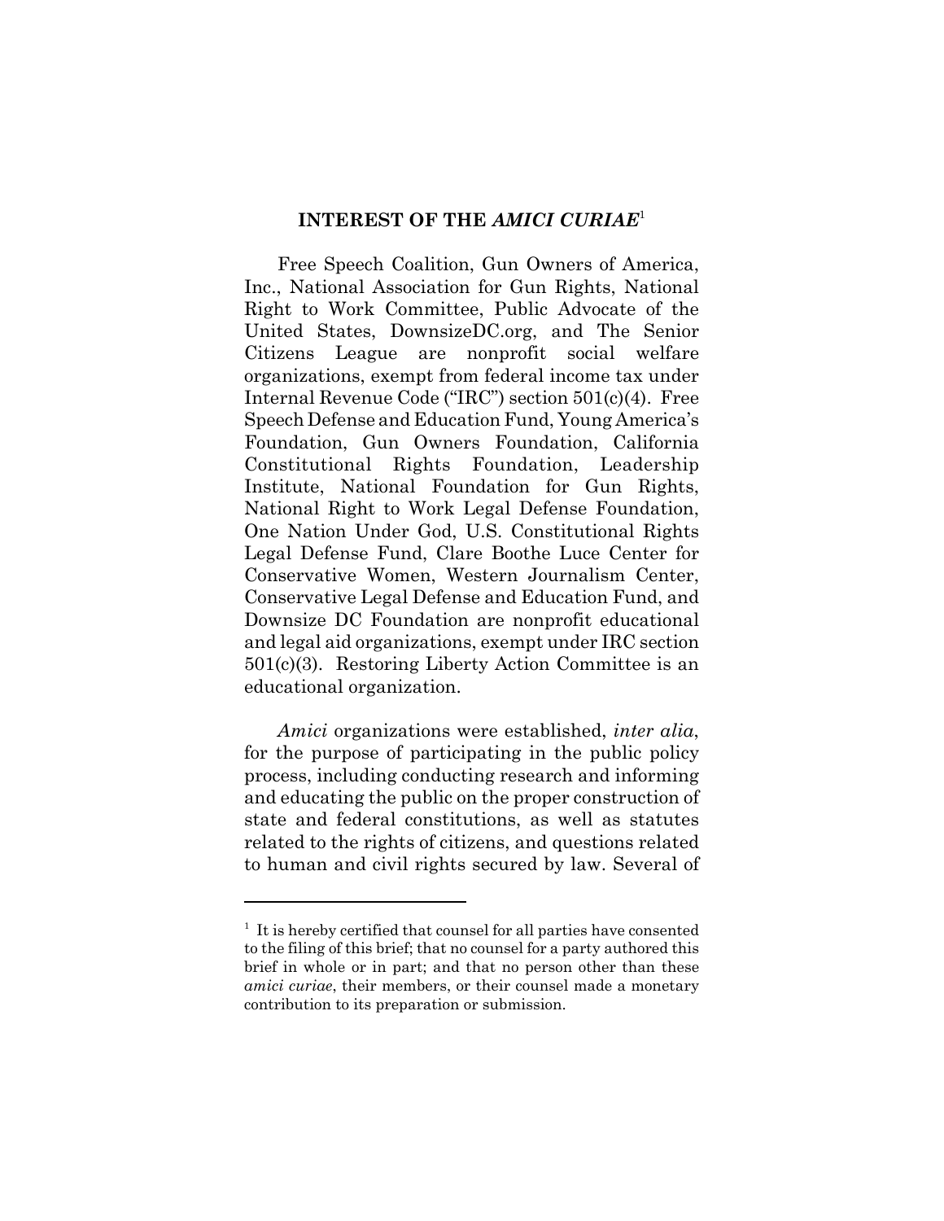## INTEREST OF THE *AMICI CURIAE*[1]

Free Speech Coalition, Gun Owners of America, Inc., National Association for Gun Rights, National Right to Work Committee, Public Advocate of the United States, DownsizeDC.org, and The Senior Citizens League are nonprofit social welfare organizations, exempt from federal income tax under Internal Revenue Code ("IRC") section 501(c)(4). Free Speech Defense and Education Fund, Young America's Foundation, Gun Owners Foundation, California Constitutional Rights Foundation, Leadership Institute, National Foundation for Gun Rights, National Right to Work Legal Defense Foundation, One Nation Under God, U.S. Constitutional Rights Legal Defense Fund, Clare Boothe Luce Center for Conservative Women, Western Journalism Center, Conservative Legal Defense and Education Fund, and Downsize DC Foundation are nonprofit educational and legal aid organizations, exempt under IRC section 501(c)(3). Restoring Liberty Action Committee is an educational organization.

*Amici* organizations were established, *inter alia*, for the purpose of participating in the public policy process, including conducting research and informing and educating the public on the proper construction of state and federal constitutions, as well as statutes related to the rights of citizens, and questions related to human and civil rights secured by law. Several of

[1] It is hereby certified that counsel for all parties have consented to the filing of this brief; that no counsel for a party authored this brief in whole or in part; and that no person other than these *amici curiae*, their members, or their counsel made a monetary contribution to its preparation or submission.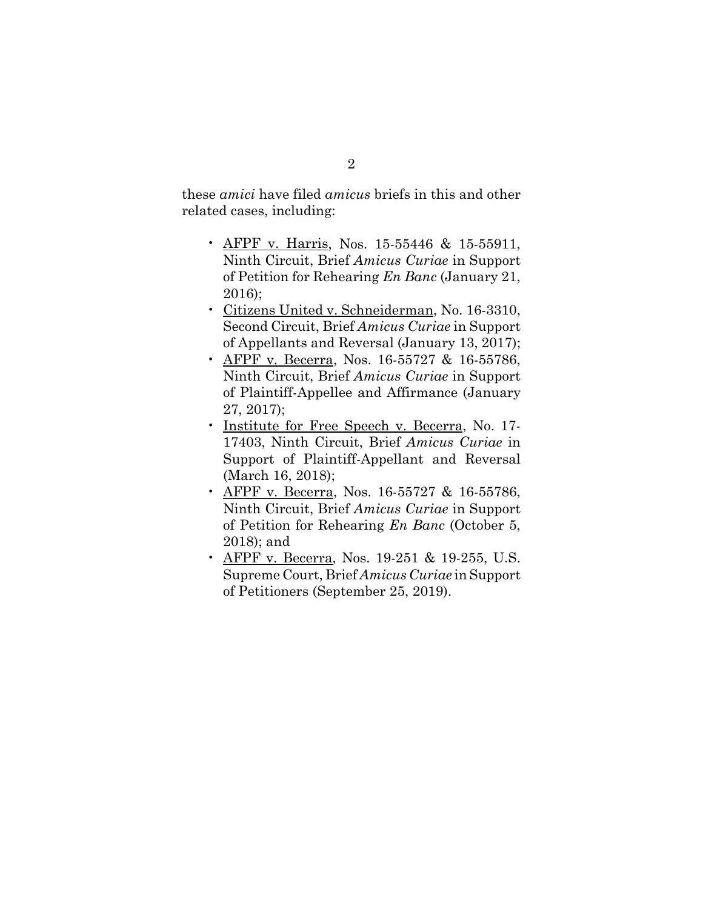these *amici* have filed *amicus* briefs in this and other related cases, including:

- AFPF v. Harris, Nos. 15-55446 & 15-55911, Ninth Circuit, Brief *Amicus Curiae* in Support of Petition for Rehearing *En Banc* (January 21, 2016);
- Citizens United v. Schneiderman, No. 16-3310, Second Circuit, Brief *Amicus Curiae* in Support of Appellants and Reversal (January 13, 2017);
- AFPF v. Becerra, Nos. 16-55727 & 16-55786, Ninth Circuit, Brief *Amicus Curiae* in Support of Plaintiff-Appellee and Affirmance (January 27, 2017);
- Institute for Free Speech v. Becerra, No. 17-17403, Ninth Circuit, Brief *Amicus Curiae* in Support of Plaintiff-Appellant and Reversal (March 16, 2018);
- AFPF v. Becerra, Nos. 16-55727 & 16-55786, Ninth Circuit, Brief *Amicus Curiae* in Support of Petition for Rehearing *En Banc* (October 5, 2018); and
- AFPF v. Becerra, Nos. 19-251 & 19-255, U.S. Supreme Court, Brief *Amicus Curiae* in Support of Petitioners (September 25, 2019).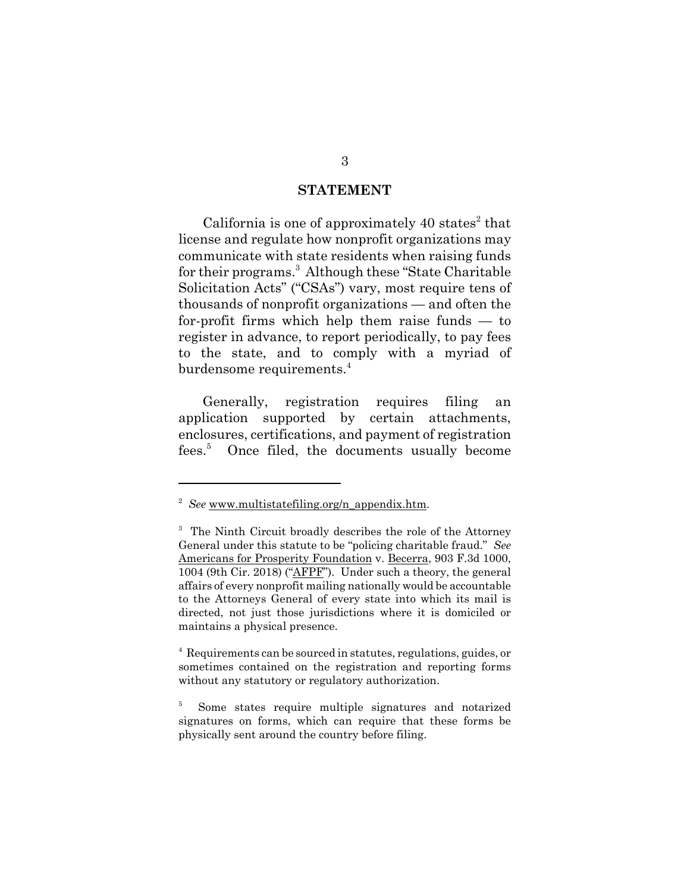## STATEMENT

California is one of approximately 40 states[2] that license and regulate how nonprofit organizations may communicate with state residents when raising funds for their programs.[3] Although these "State Charitable Solicitation Acts" ("CSAs") vary, most require tens of thousands of nonprofit organizations — and often the for-profit firms which help them raise funds — to register in advance, to report periodically, to pay fees to the state, and to comply with a myriad of burdensome requirements.[4]

Generally, registration requires filing an application supported by certain attachments, enclosures, certifications, and payment of registration fees.[5] Once filed, the documents usually become

---

[2] *See* www.multistatefiling.org/n_appendix.htm.

[3] The Ninth Circuit broadly describes the role of the Attorney General under this statute to be "policing charitable fraud." *See* Americans for Prosperity Foundation v. Becerra, 903 F.3d 1000, 1004 (9th Cir. 2018) ("AFPF"). Under such a theory, the general affairs of every nonprofit mailing nationally would be accountable to the Attorneys General of every state into which its mail is directed, not just those jurisdictions where it is domiciled or maintains a physical presence.

[4] Requirements can be sourced in statutes, regulations, guides, or sometimes contained on the registration and reporting forms without any statutory or regulatory authorization.

[5] Some states require multiple signatures and notarized signatures on forms, which can require that these forms be physically sent around the country before filing.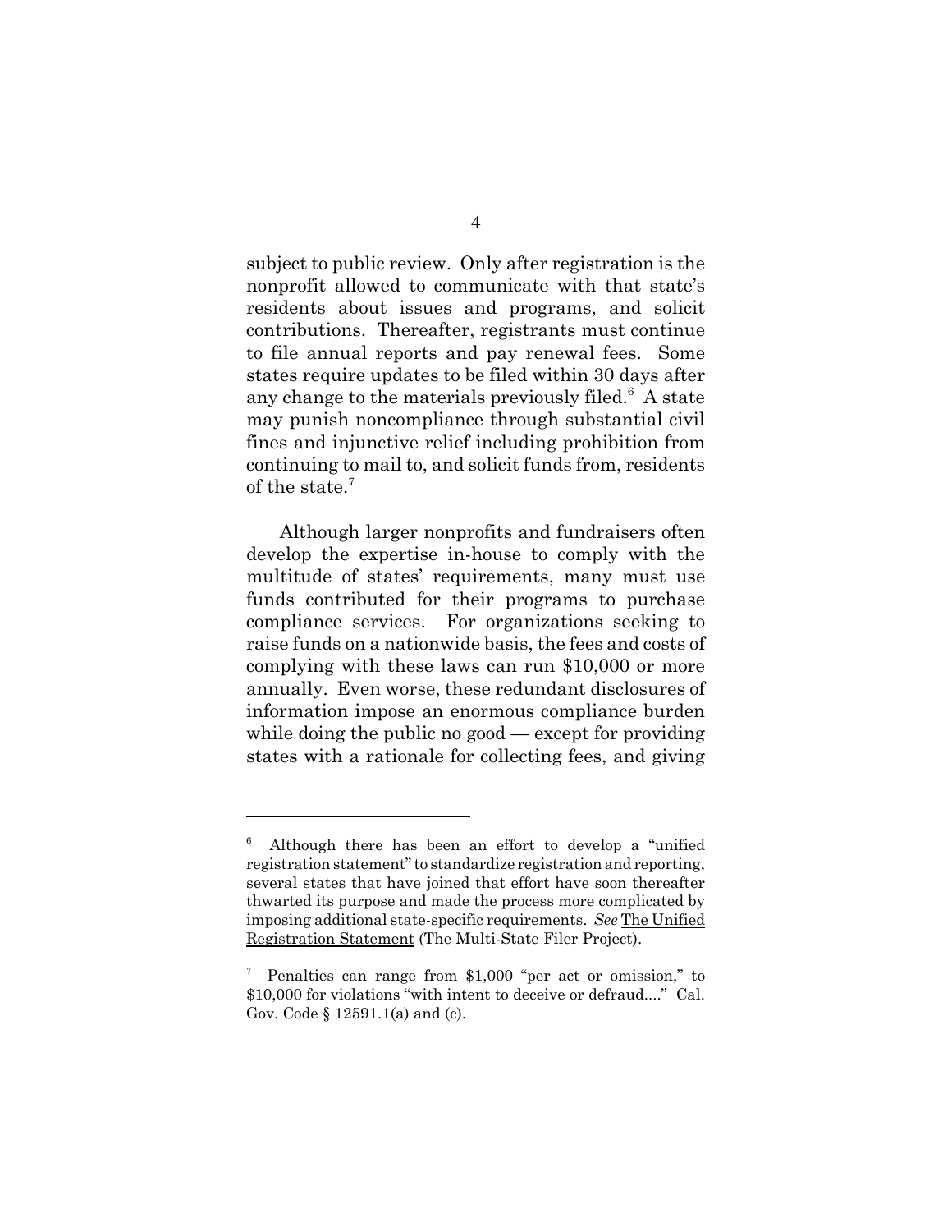subject to public review. Only after registration is the nonprofit allowed to communicate with that state's residents about issues and programs, and solicit contributions. Thereafter, registrants must continue to file annual reports and pay renewal fees. Some states require updates to be filed within 30 days after any change to the materials previously filed.[6] A state may punish noncompliance through substantial civil fines and injunctive relief including prohibition from continuing to mail to, and solicit funds from, residents of the state.[7]

Although larger nonprofits and fundraisers often develop the expertise in-house to comply with the multitude of states' requirements, many must use funds contributed for their programs to purchase compliance services. For organizations seeking to raise funds on a nationwide basis, the fees and costs of complying with these laws can run $10,000 or more annually. Even worse, these redundant disclosures of information impose an enormous compliance burden while doing the public no good — except for providing states with a rationale for collecting fees, and giving

---

[6] Although there has been an effort to develop a "unified registration statement" to standardize registration and reporting, several states that have joined that effort have soon thereafter thwarted its purpose and made the process more complicated by imposing additional state-specific requirements. *See* The Unified Registration Statement (The Multi-State Filer Project).

[7] Penalties can range from $1,000 "per act or omission," to $10,000 for violations "with intent to deceive or defraud...." Cal. Gov. Code § 12591.1(a) and (c).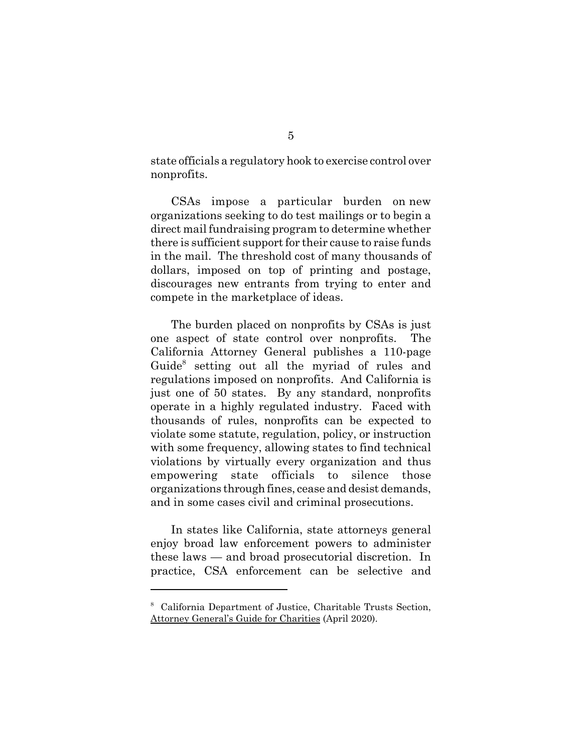state officials a regulatory hook to exercise control over nonprofits.

CSAs impose a particular burden on new organizations seeking to do test mailings or to begin a direct mail fundraising program to determine whether there is sufficient support for their cause to raise funds in the mail. The threshold cost of many thousands of dollars, imposed on top of printing and postage, discourages new entrants from trying to enter and compete in the marketplace of ideas.

The burden placed on nonprofits by CSAs is just one aspect of state control over nonprofits. The California Attorney General publishes a 110-page Guide[8] setting out all the myriad of rules and regulations imposed on nonprofits. And California is just one of 50 states. By any standard, nonprofits operate in a highly regulated industry. Faced with thousands of rules, nonprofits can be expected to violate some statute, regulation, policy, or instruction with some frequency, allowing states to find technical violations by virtually every organization and thus empowering state officials to silence those organizations through fines, cease and desist demands, and in some cases civil and criminal prosecutions.

In states like California, state attorneys general enjoy broad law enforcement powers to administer these laws — and broad prosecutorial discretion. In practice, CSA enforcement can be selective and

---

[8] California Department of Justice, Charitable Trusts Section, Attorney General's Guide for Charities (April 2020).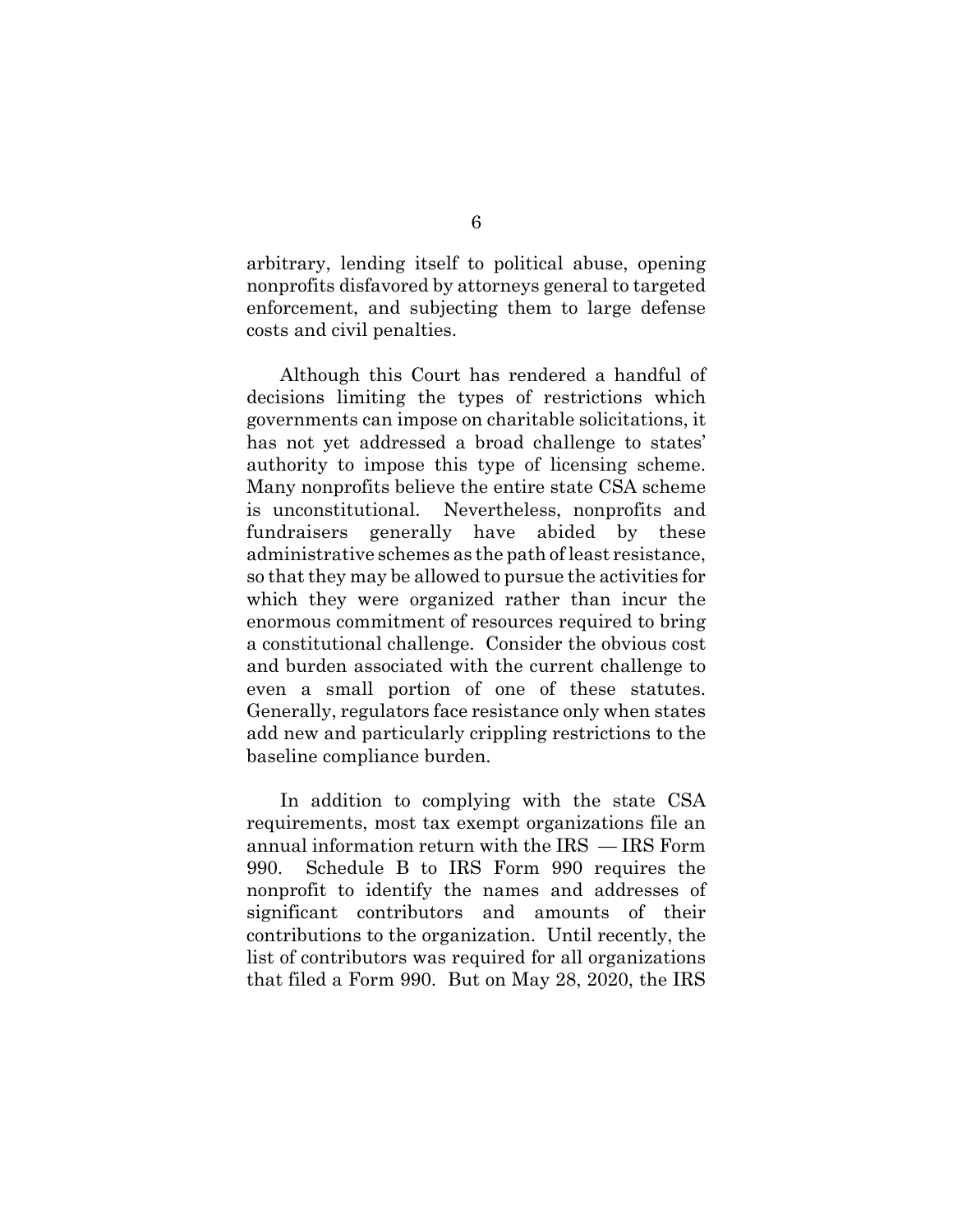arbitrary, lending itself to political abuse, opening nonprofits disfavored by attorneys general to targeted enforcement, and subjecting them to large defense costs and civil penalties.

Although this Court has rendered a handful of decisions limiting the types of restrictions which governments can impose on charitable solicitations, it has not yet addressed a broad challenge to states' authority to impose this type of licensing scheme. Many nonprofits believe the entire state CSA scheme is unconstitutional. Nevertheless, nonprofits and fundraisers generally have abided by these administrative schemes as the path of least resistance, so that they may be allowed to pursue the activities for which they were organized rather than incur the enormous commitment of resources required to bring a constitutional challenge. Consider the obvious cost and burden associated with the current challenge to even a small portion of one of these statutes. Generally, regulators face resistance only when states add new and particularly crippling restrictions to the baseline compliance burden.

In addition to complying with the state CSA requirements, most tax exempt organizations file an annual information return with the IRS — IRS Form 990. Schedule B to IRS Form 990 requires the nonprofit to identify the names and addresses of significant contributors and amounts of their contributions to the organization. Until recently, the list of contributors was required for all organizations that filed a Form 990. But on May 28, 2020, the IRS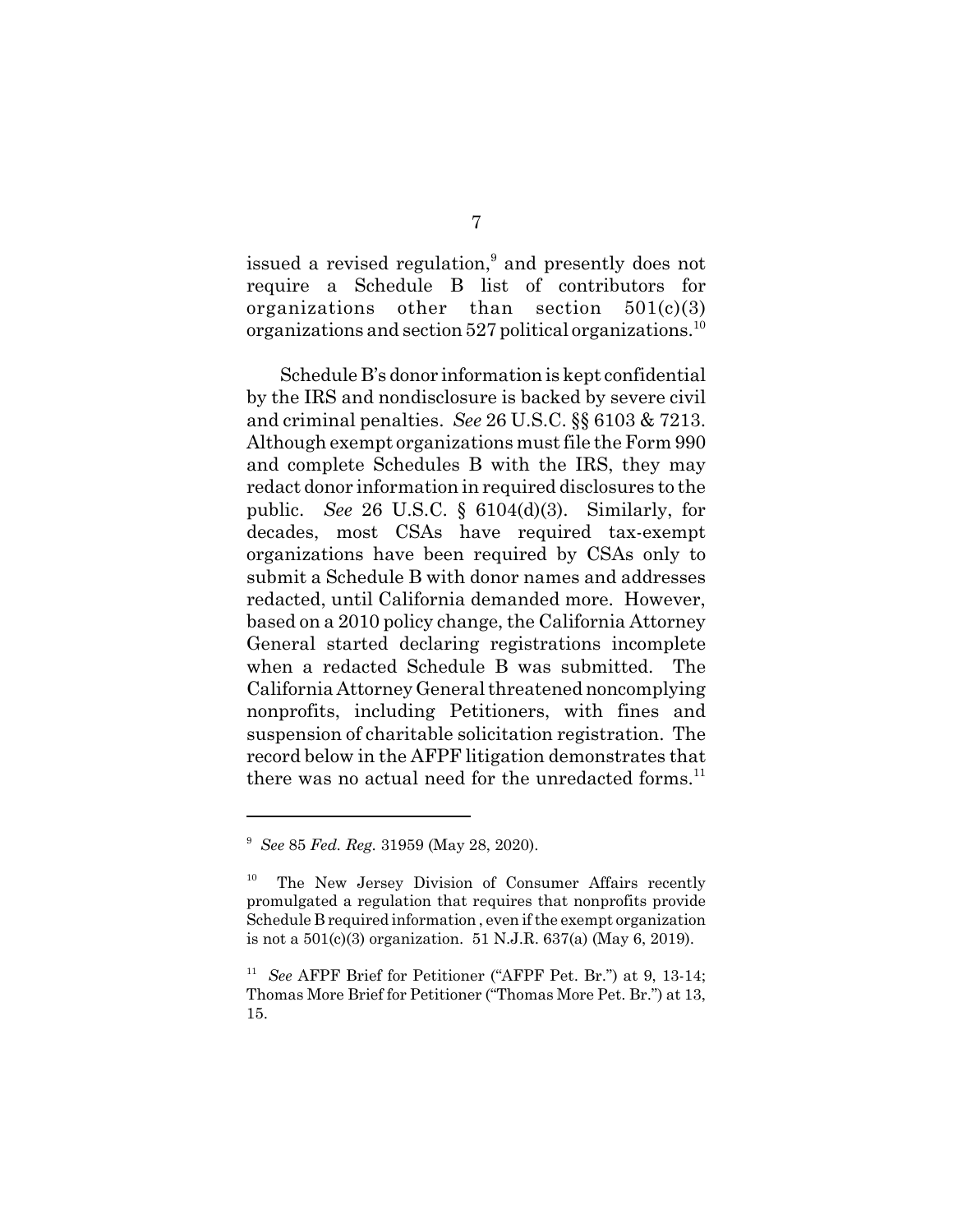issued a revised regulation,[9] and presently does not require a Schedule B list of contributors for organizations other than section 501(c)(3) organizations and section 527 political organizations.[10]

Schedule B's donor information is kept confidential by the IRS and nondisclosure is backed by severe civil and criminal penalties. *See* 26 U.S.C. §§ 6103 & 7213. Although exempt organizations must file the Form 990 and complete Schedules B with the IRS, they may redact donor information in required disclosures to the public. *See* 26 U.S.C. § 6104(d)(3). Similarly, for decades, most CSAs have required tax-exempt organizations have been required by CSAs only to submit a Schedule B with donor names and addresses redacted, until California demanded more. However, based on a 2010 policy change, the California Attorney General started declaring registrations incomplete when a redacted Schedule B was submitted. The California Attorney General threatened noncomplying nonprofits, including Petitioners, with fines and suspension of charitable solicitation registration. The record below in the AFPF litigation demonstrates that there was no actual need for the unredacted forms.[11]

---

[9] *See* 85 *Fed. Reg.* 31959 (May 28, 2020).

[10] The New Jersey Division of Consumer Affairs recently promulgated a regulation that requires that nonprofits provide Schedule B required information , even if the exempt organization is not a 501(c)(3) organization. 51 N.J.R. 637(a) (May 6, 2019).

[11] *See* AFPF Brief for Petitioner ("AFPF Pet. Br.") at 9, 13-14; Thomas More Brief for Petitioner ("Thomas More Pet. Br.") at 13, 15.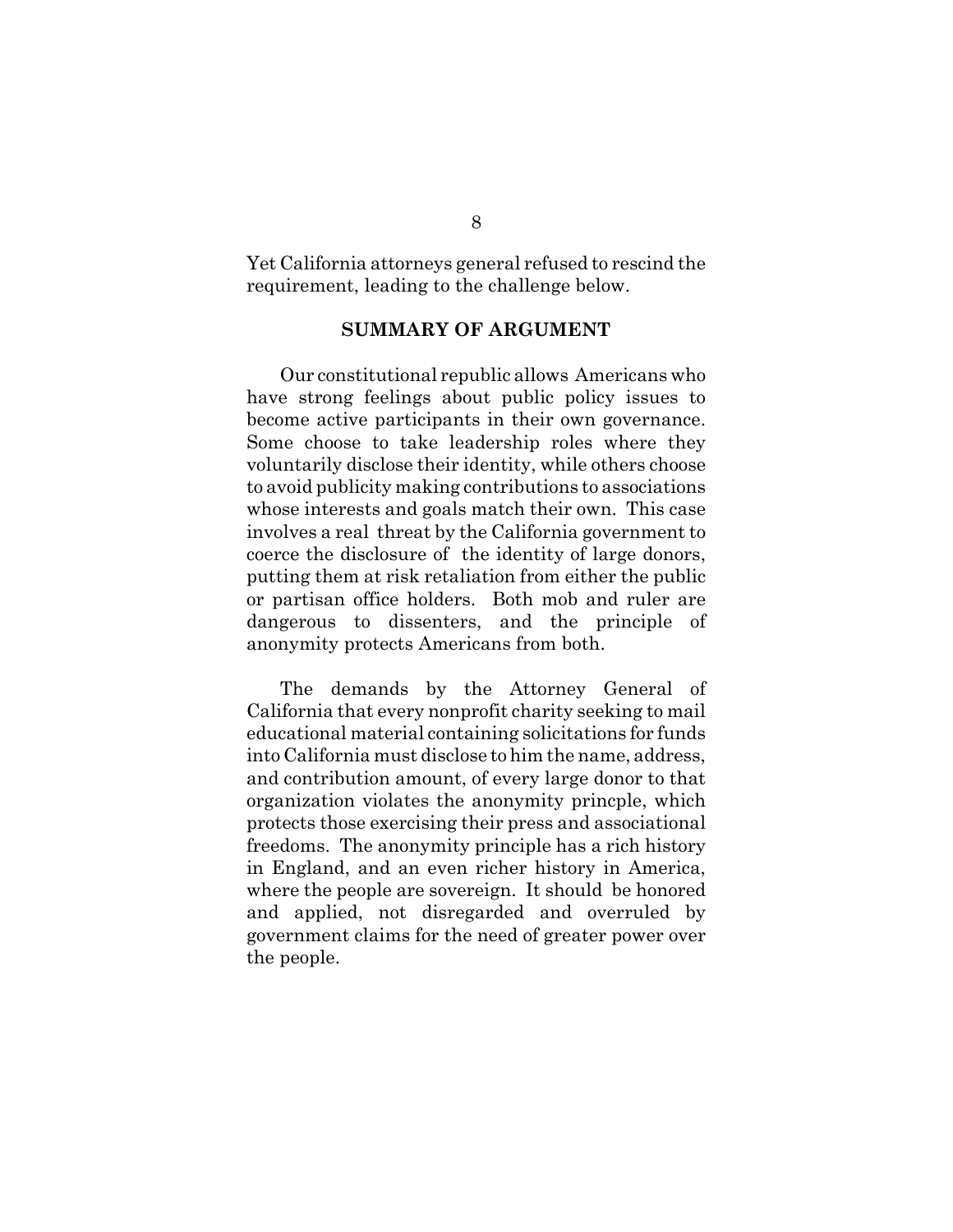Yet California attorneys general refused to rescind the requirement, leading to the challenge below.

## SUMMARY OF ARGUMENT

Our constitutional republic allows Americans who have strong feelings about public policy issues to become active participants in their own governance. Some choose to take leadership roles where they voluntarily disclose their identity, while others choose to avoid publicity making contributions to associations whose interests and goals match their own. This case involves a real threat by the California government to coerce the disclosure of the identity of large donors, putting them at risk retaliation from either the public or partisan office holders. Both mob and ruler are dangerous to dissenters, and the principle of anonymity protects Americans from both.

The demands by the Attorney General of California that every nonprofit charity seeking to mail educational material containing solicitations for funds into California must disclose to him the name, address, and contribution amount, of every large donor to that organization violates the anonymity princple, which protects those exercising their press and associational freedoms. The anonymity principle has a rich history in England, and an even richer history in America, where the people are sovereign. It should be honored and applied, not disregarded and overruled by government claims for the need of greater power over the people.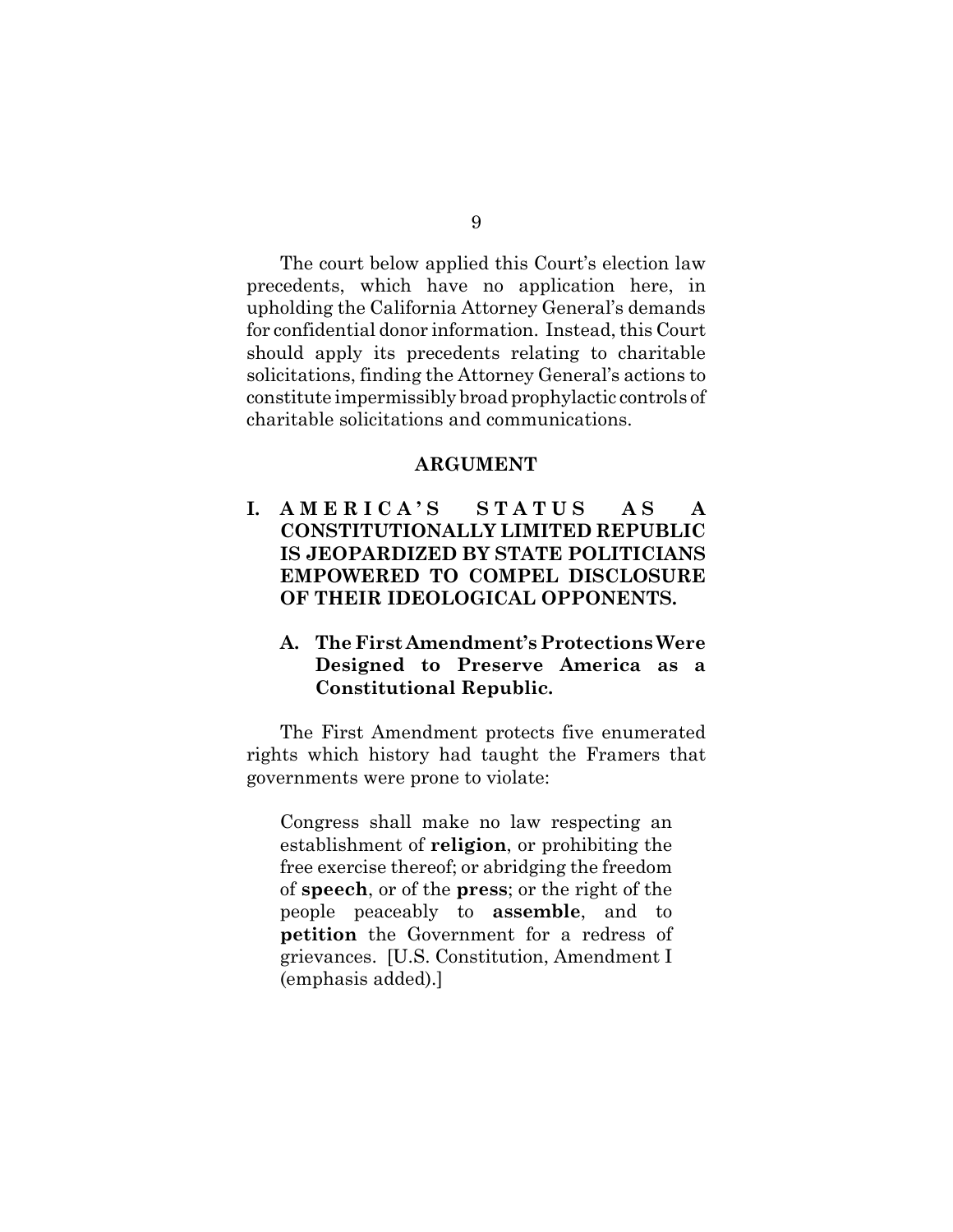The court below applied this Court's election law precedents, which have no application here, in upholding the California Attorney General's demands for confidential donor information. Instead, this Court should apply its precedents relating to charitable solicitations, finding the Attorney General's actions to constitute impermissibly broad prophylactic controls of charitable solicitations and communications.

## ARGUMENT

### I. AMERICA'S STATUS AS A CONSTITUTIONALLY LIMITED REPUBLIC IS JEOPARDIZED BY STATE POLITICIANS EMPOWERED TO COMPEL DISCLOSURE OF THEIR IDEOLOGICAL OPPONENTS.

#### A. The First Amendment's Protections Were Designed to Preserve America as a Constitutional Republic.

The First Amendment protects five enumerated rights which history had taught the Framers that governments were prone to violate:

> Congress shall make no law respecting an establishment of **religion**, or prohibiting the free exercise thereof; or abridging the freedom of **speech**, or of the **press**; or the right of the people peaceably to **assemble**, and to **petition** the Government for a redress of grievances. [U.S. Constitution, Amendment I (emphasis added).]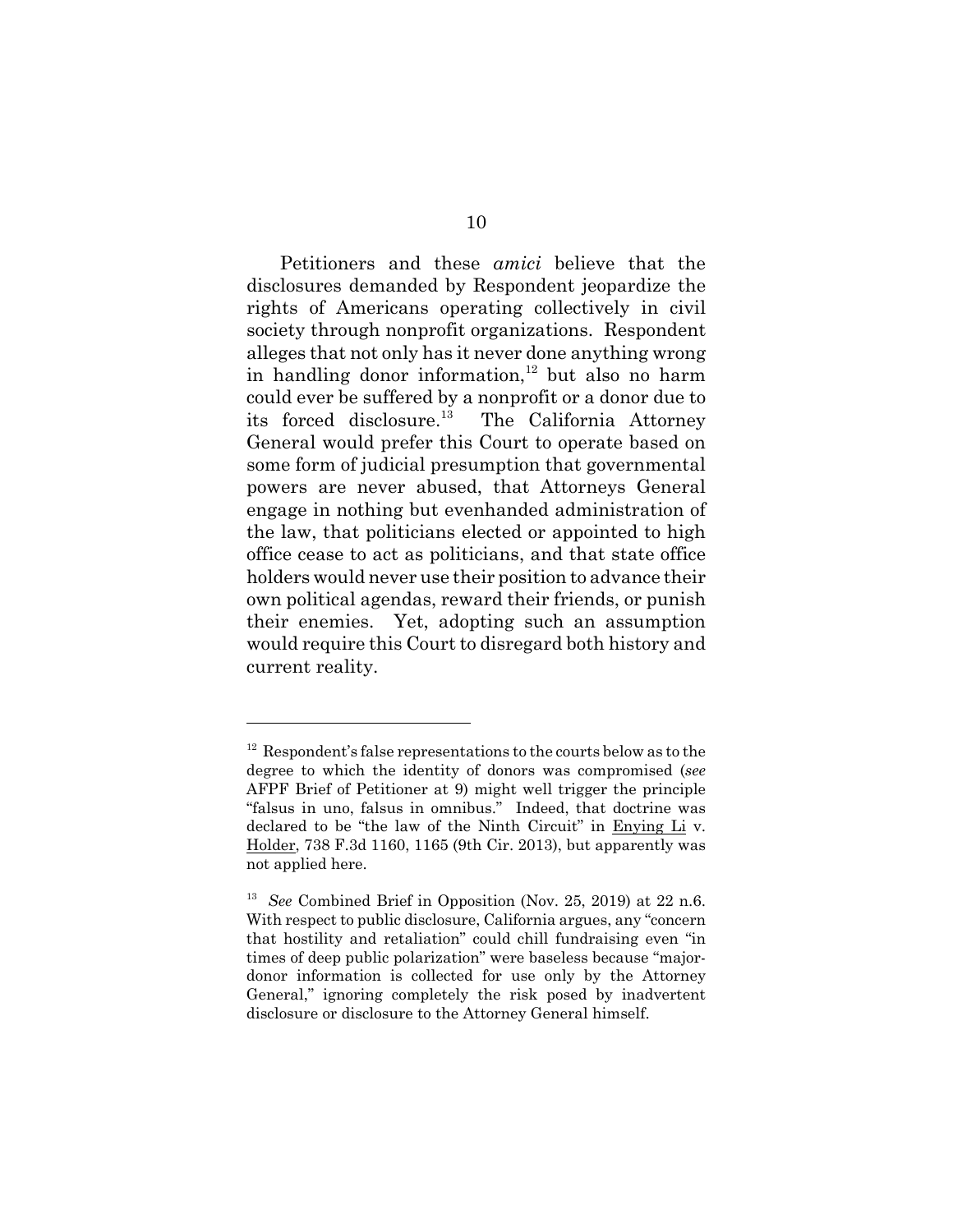Petitioners and these *amici* believe that the disclosures demanded by Respondent jeopardize the rights of Americans operating collectively in civil society through nonprofit organizations. Respondent alleges that not only has it never done anything wrong in handling donor information,[12] but also no harm could ever be suffered by a nonprofit or a donor due to its forced disclosure.[13] The California Attorney General would prefer this Court to operate based on some form of judicial presumption that governmental powers are never abused, that Attorneys General engage in nothing but evenhanded administration of the law, that politicians elected or appointed to high office cease to act as politicians, and that state office holders would never use their position to advance their own political agendas, reward their friends, or punish their enemies. Yet, adopting such an assumption would require this Court to disregard both history and current reality.

---

[12] Respondent's false representations to the courts below as to the degree to which the identity of donors was compromised (*see* AFPF Brief of Petitioner at 9) might well trigger the principle "falsus in uno, falsus in omnibus." Indeed, that doctrine was declared to be "the law of the Ninth Circuit" in Enying Li v. Holder, 738 F.3d 1160, 1165 (9th Cir. 2013), but apparently was not applied here.

[13] *See* Combined Brief in Opposition (Nov. 25, 2019) at 22 n.6. With respect to public disclosure, California argues, any "concern that hostility and retaliation" could chill fundraising even "in times of deep public polarization" were baseless because "major-donor information is collected for use only by the Attorney General," ignoring completely the risk posed by inadvertent disclosure or disclosure to the Attorney General himself.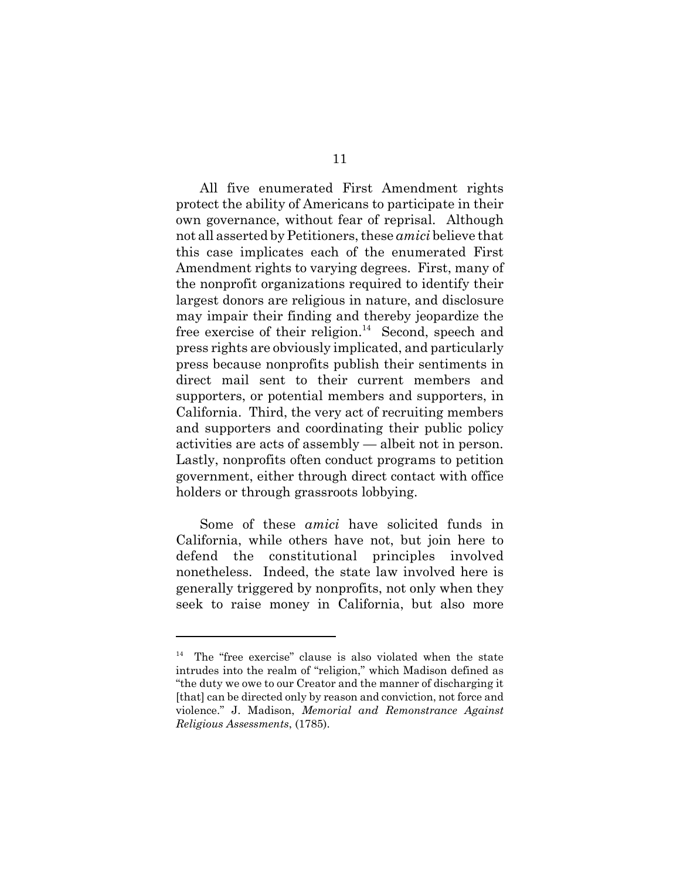All five enumerated First Amendment rights protect the ability of Americans to participate in their own governance, without fear of reprisal. Although not all asserted by Petitioners, these *amici* believe that this case implicates each of the enumerated First Amendment rights to varying degrees. First, many of the nonprofit organizations required to identify their largest donors are religious in nature, and disclosure may impair their finding and thereby jeopardize the free exercise of their religion.[14] Second, speech and press rights are obviously implicated, and particularly press because nonprofits publish their sentiments in direct mail sent to their current members and supporters, or potential members and supporters, in California. Third, the very act of recruiting members and supporters and coordinating their public policy activities are acts of assembly — albeit not in person. Lastly, nonprofits often conduct programs to petition government, either through direct contact with office holders or through grassroots lobbying.

Some of these *amici* have solicited funds in California, while others have not, but join here to defend the constitutional principles involved nonetheless. Indeed, the state law involved here is generally triggered by nonprofits, not only when they seek to raise money in California, but also more

---

[14] The "free exercise" clause is also violated when the state intrudes into the realm of "religion," which Madison defined as "the duty we owe to our Creator and the manner of discharging it [that] can be directed only by reason and conviction, not force and violence." J. Madison, *Memorial and Remonstrance Against Religious Assessments*, (1785).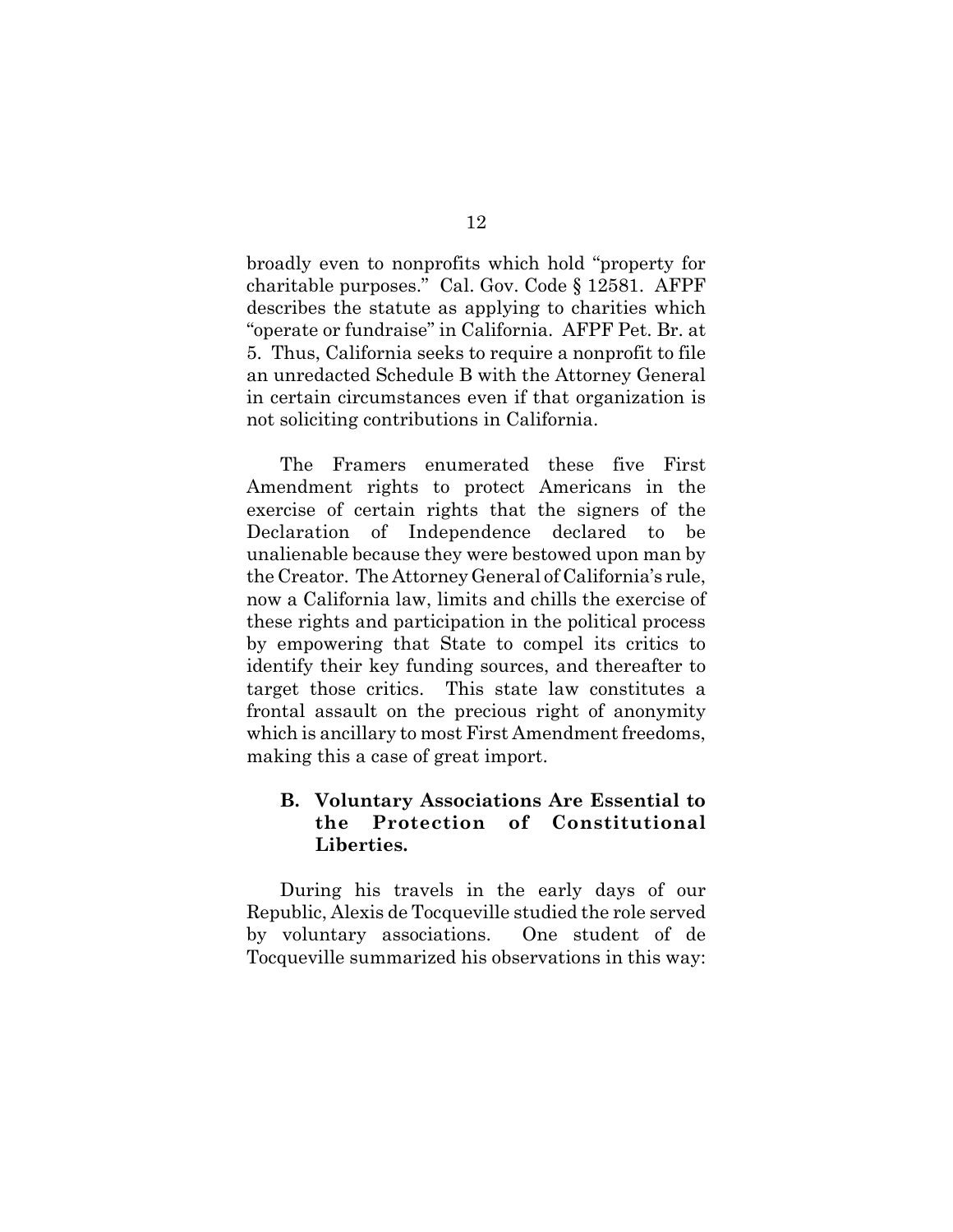broadly even to nonprofits which hold "property for charitable purposes." Cal. Gov. Code § 12581. AFPF describes the statute as applying to charities which "operate or fundraise" in California. AFPF Pet. Br. at 5. Thus, California seeks to require a nonprofit to file an unredacted Schedule B with the Attorney General in certain circumstances even if that organization is not soliciting contributions in California.

The Framers enumerated these five First Amendment rights to protect Americans in the exercise of certain rights that the signers of the Declaration of Independence declared to be unalienable because they were bestowed upon man by the Creator. The Attorney General of California's rule, now a California law, limits and chills the exercise of these rights and participation in the political process by empowering that State to compel its critics to identify their key funding sources, and thereafter to target those critics. This state law constitutes a frontal assault on the precious right of anonymity which is ancillary to most First Amendment freedoms, making this a case of great import.

### B. Voluntary Associations Are Essential to the Protection of Constitutional Liberties.

During his travels in the early days of our Republic, Alexis de Tocqueville studied the role served by voluntary associations. One student of de Tocqueville summarized his observations in this way: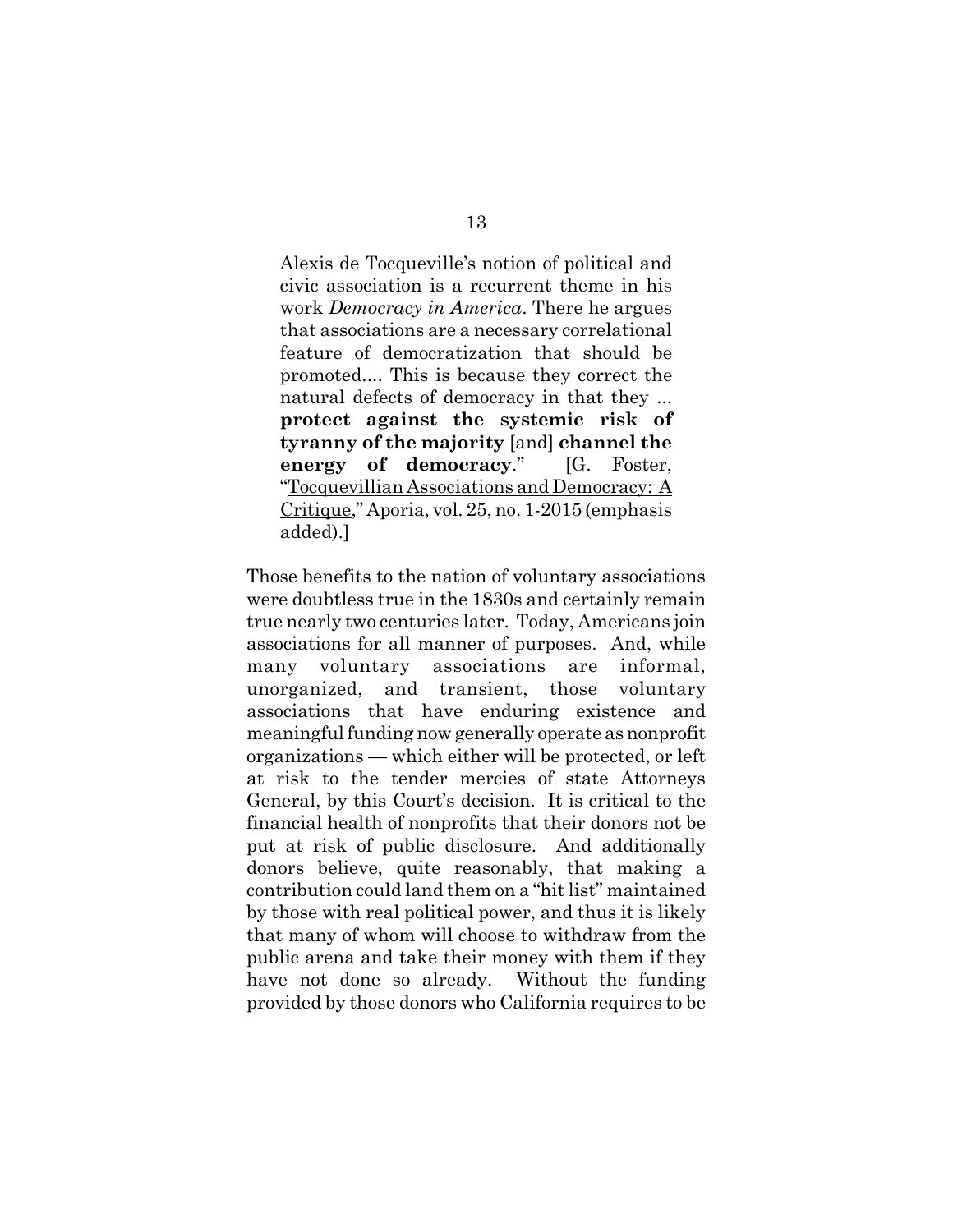> Alexis de Tocqueville's notion of political and civic association is a recurrent theme in his work *Democracy in America*. There he argues that associations are a necessary correlational feature of democratization that should be promoted.... This is because they correct the natural defects of democracy in that they ... **protect against the systemic risk of tyranny of the majority** [and] **channel the energy of democracy**." [G. Foster, "Tocquevillian Associations and Democracy: A Critique," Aporia, vol. 25, no. 1-2015 (emphasis added).]

Those benefits to the nation of voluntary associations were doubtless true in the 1830s and certainly remain true nearly two centuries later. Today, Americans join associations for all manner of purposes. And, while many voluntary associations are informal, unorganized, and transient, those voluntary associations that have enduring existence and meaningful funding now generally operate as nonprofit organizations — which either will be protected, or left at risk to the tender mercies of state Attorneys General, by this Court's decision. It is critical to the financial health of nonprofits that their donors not be put at risk of public disclosure. And additionally donors believe, quite reasonably, that making a contribution could land them on a "hit list" maintained by those with real political power, and thus it is likely that many of whom will choose to withdraw from the public arena and take their money with them if they have not done so already. Without the funding provided by those donors who California requires to be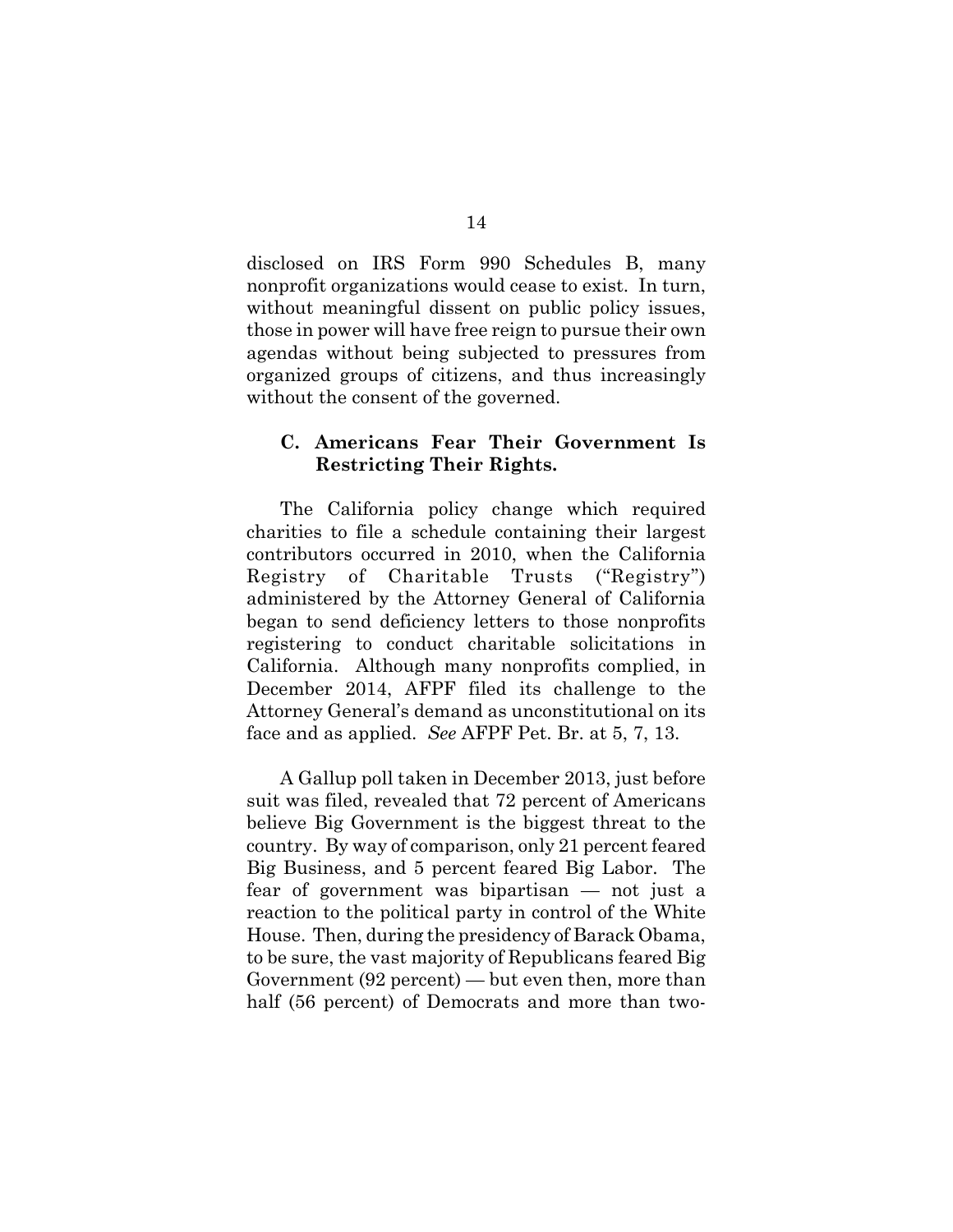disclosed on IRS Form 990 Schedules B, many nonprofit organizations would cease to exist. In turn, without meaningful dissent on public policy issues, those in power will have free reign to pursue their own agendas without being subjected to pressures from organized groups of citizens, and thus increasingly without the consent of the governed.

### C. Americans Fear Their Government Is Restricting Their Rights.

The California policy change which required charities to file a schedule containing their largest contributors occurred in 2010, when the California Registry of Charitable Trusts ("Registry") administered by the Attorney General of California began to send deficiency letters to those nonprofits registering to conduct charitable solicitations in California. Although many nonprofits complied, in December 2014, AFPF filed its challenge to the Attorney General's demand as unconstitutional on its face and as applied. *See* AFPF Pet. Br. at 5, 7, 13.

A Gallup poll taken in December 2013, just before suit was filed, revealed that 72 percent of Americans believe Big Government is the biggest threat to the country. By way of comparison, only 21 percent feared Big Business, and 5 percent feared Big Labor. The fear of government was bipartisan — not just a reaction to the political party in control of the White House. Then, during the presidency of Barack Obama, to be sure, the vast majority of Republicans feared Big Government (92 percent) — but even then, more than half (56 percent) of Democrats and more than two-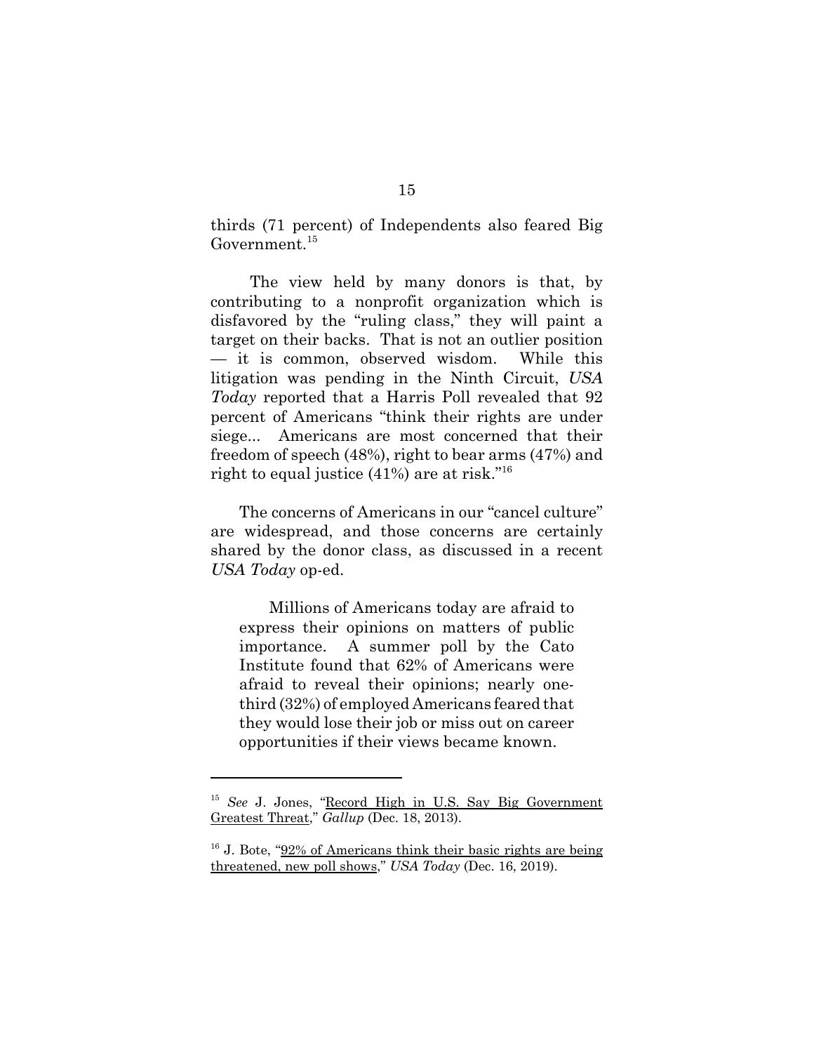thirds (71 percent) of Independents also feared Big Government.[15]

The view held by many donors is that, by contributing to a nonprofit organization which is disfavored by the "ruling class," they will paint a target on their backs. That is not an outlier position — it is common, observed wisdom. While this litigation was pending in the Ninth Circuit, *USA Today* reported that a Harris Poll revealed that 92 percent of Americans "think their rights are under siege... Americans are most concerned that their freedom of speech (48%), right to bear arms (47%) and right to equal justice (41%) are at risk."[16]

The concerns of Americans in our "cancel culture" are widespread, and those concerns are certainly shared by the donor class, as discussed in a recent *USA Today* op-ed.

> Millions of Americans today are afraid to express their opinions on matters of public importance. A summer poll by the Cato Institute found that 62% of Americans were afraid to reveal their opinions; nearly one-third (32%) of employed Americans feared that they would lose their job or miss out on career opportunities if their views became known.

---

[15] *See* J. Jones, "Record High in U.S. Say Big Government Greatest Threat," *Gallup* (Dec. 18, 2013).

[16] J. Bote, "92% of Americans think their basic rights are being threatened, new poll shows," *USA Today* (Dec. 16, 2019).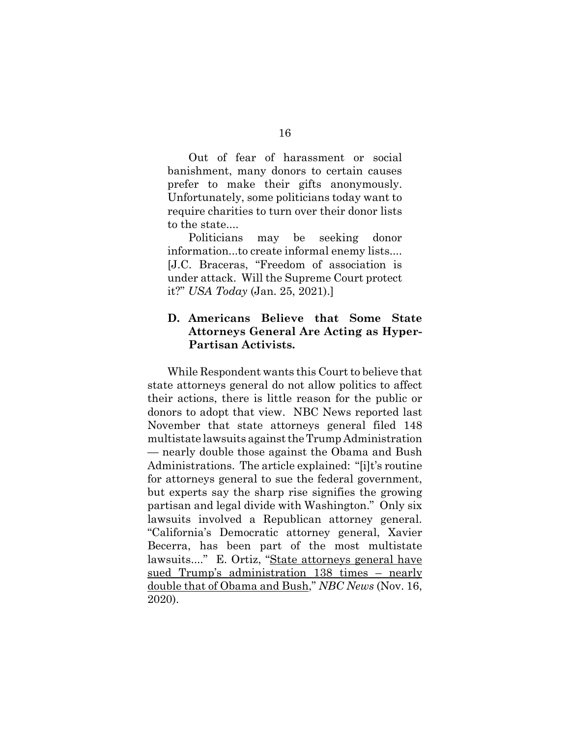> Out of fear of harassment or social banishment, many donors to certain causes prefer to make their gifts anonymously. Unfortunately, some politicians today want to require charities to turn over their donor lists to the state....
>
> Politicians may be seeking donor information...to create informal enemy lists.... [J.C. Braceras, "Freedom of association is under attack. Will the Supreme Court protect it?" *USA Today* (Jan. 25, 2021).]

### D. Americans Believe that Some State Attorneys General Are Acting as Hyper-Partisan Activists.

While Respondent wants this Court to believe that state attorneys general do not allow politics to affect their actions, there is little reason for the public or donors to adopt that view. NBC News reported last November that state attorneys general filed 148 multistate lawsuits against the Trump Administration — nearly double those against the Obama and Bush Administrations. The article explained: "[i]t's routine for attorneys general to sue the federal government, but experts say the sharp rise signifies the growing partisan and legal divide with Washington." Only six lawsuits involved a Republican attorney general. "California's Democratic attorney general, Xavier Becerra, has been part of the most multistate lawsuits...." E. Ortiz, "State attorneys general have sued Trump's administration 138 times – nearly double that of Obama and Bush," *NBC News* (Nov. 16, 2020).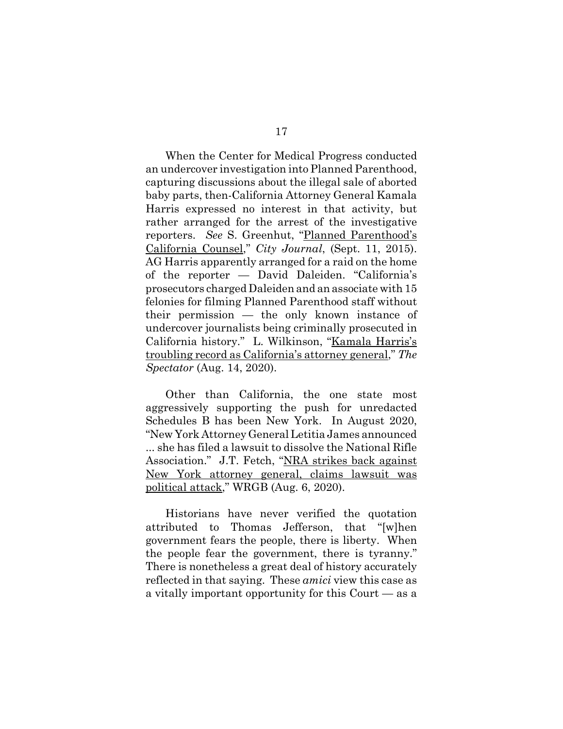When the Center for Medical Progress conducted an undercover investigation into Planned Parenthood, capturing discussions about the illegal sale of aborted baby parts, then-California Attorney General Kamala Harris expressed no interest in that activity, but rather arranged for the arrest of the investigative reporters. *See* S. Greenhut, "Planned Parenthood's California Counsel," *City Journal*, (Sept. 11, 2015). AG Harris apparently arranged for a raid on the home of the reporter — David Daleiden. "California's prosecutors charged Daleiden and an associate with 15 felonies for filming Planned Parenthood staff without their permission — the only known instance of undercover journalists being criminally prosecuted in California history." L. Wilkinson, "Kamala Harris's troubling record as California's attorney general," *The Spectator* (Aug. 14, 2020).

Other than California, the one state most aggressively supporting the push for unredacted Schedules B has been New York. In August 2020, "New York Attorney General Letitia James announced ... she has filed a lawsuit to dissolve the National Rifle Association." J.T. Fetch, "NRA strikes back against New York attorney general, claims lawsuit was political attack," WRGB (Aug. 6, 2020).

Historians have never verified the quotation attributed to Thomas Jefferson, that "[w]hen government fears the people, there is liberty. When the people fear the government, there is tyranny." There is nonetheless a great deal of history accurately reflected in that saying. These *amici* view this case as a vitally important opportunity for this Court — as a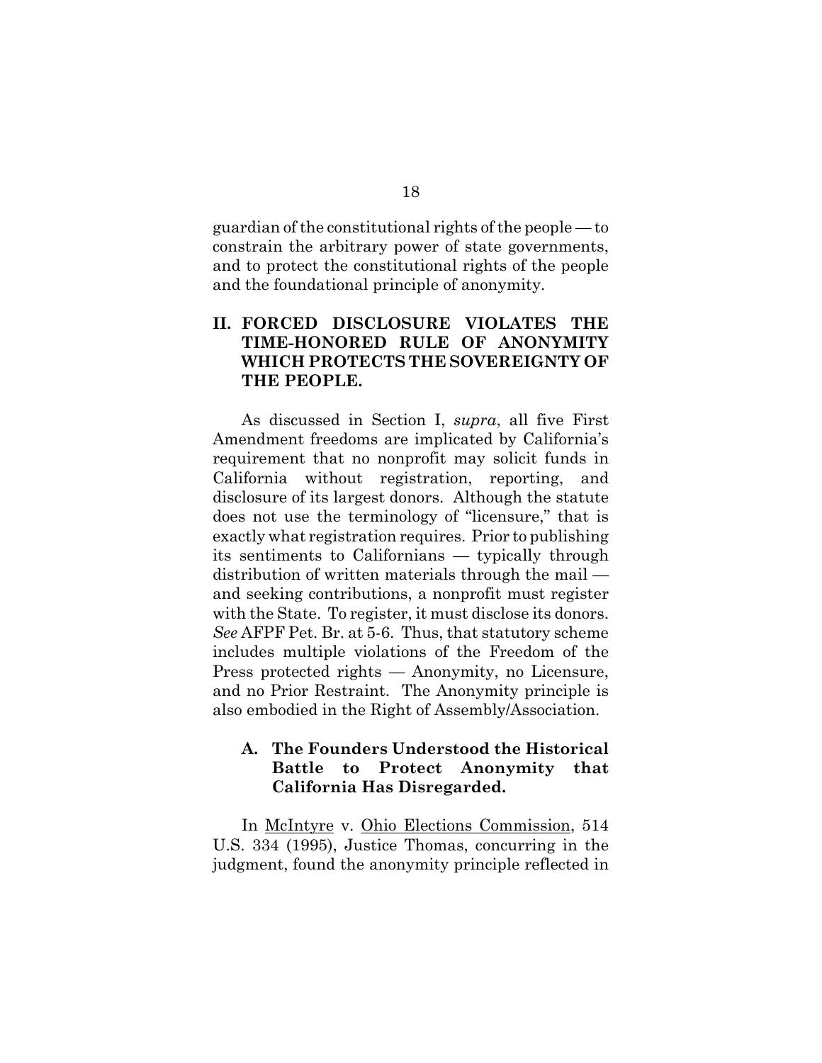guardian of the constitutional rights of the people — to constrain the arbitrary power of state governments, and to protect the constitutional rights of the people and the foundational principle of anonymity.

## II. FORCED DISCLOSURE VIOLATES THE TIME-HONORED RULE OF ANONYMITY WHICH PROTECTS THE SOVEREIGNTY OF THE PEOPLE.

As discussed in Section I, *supra*, all five First Amendment freedoms are implicated by California's requirement that no nonprofit may solicit funds in California without registration, reporting, and disclosure of its largest donors. Although the statute does not use the terminology of "licensure," that is exactly what registration requires. Prior to publishing its sentiments to Californians — typically through distribution of written materials through the mail — and seeking contributions, a nonprofit must register with the State. To register, it must disclose its donors. *See* AFPF Pet. Br. at 5-6. Thus, that statutory scheme includes multiple violations of the Freedom of the Press protected rights — Anonymity, no Licensure, and no Prior Restraint. The Anonymity principle is also embodied in the Right of Assembly/Association.

### A. The Founders Understood the Historical Battle to Protect Anonymity that California Has Disregarded.

In McIntyre v. Ohio Elections Commission, 514 U.S. 334 (1995), Justice Thomas, concurring in the judgment, found the anonymity principle reflected in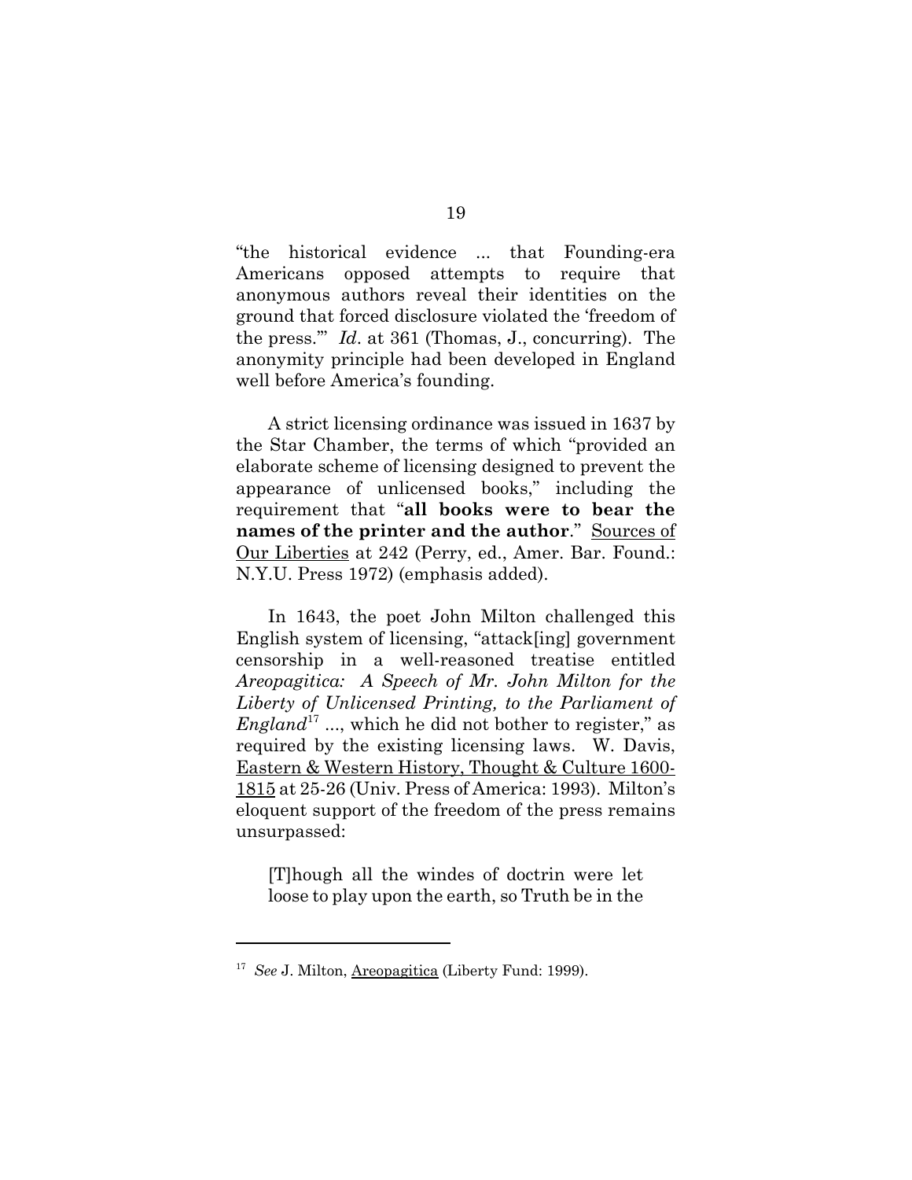"the historical evidence ... that Founding-era Americans opposed attempts to require that anonymous authors reveal their identities on the ground that forced disclosure violated the 'freedom of the press.'" *Id*. at 361 (Thomas, J., concurring). The anonymity principle had been developed in England well before America's founding.

A strict licensing ordinance was issued in 1637 by the Star Chamber, the terms of which "provided an elaborate scheme of licensing designed to prevent the appearance of unlicensed books," including the requirement that "**all books were to bear the names of the printer and the author**." Sources of Our Liberties at 242 (Perry, ed., Amer. Bar. Found.: N.Y.U. Press 1972) (emphasis added).

In 1643, the poet John Milton challenged this English system of licensing, "attack[ing] government censorship in a well-reasoned treatise entitled *Areopagitica: A Speech of Mr. John Milton for the Liberty of Unlicensed Printing, to the Parliament of England*[17] ..., which he did not bother to register," as required by the existing licensing laws. W. Davis, Eastern & Western History, Thought & Culture 1600-1815 at 25-26 (Univ. Press of America: 1993). Milton's eloquent support of the freedom of the press remains unsurpassed:

> [T]hough all the windes of doctrin were let loose to play upon the earth, so Truth be in the

[17] *See* J. Milton, Areopagitica (Liberty Fund: 1999).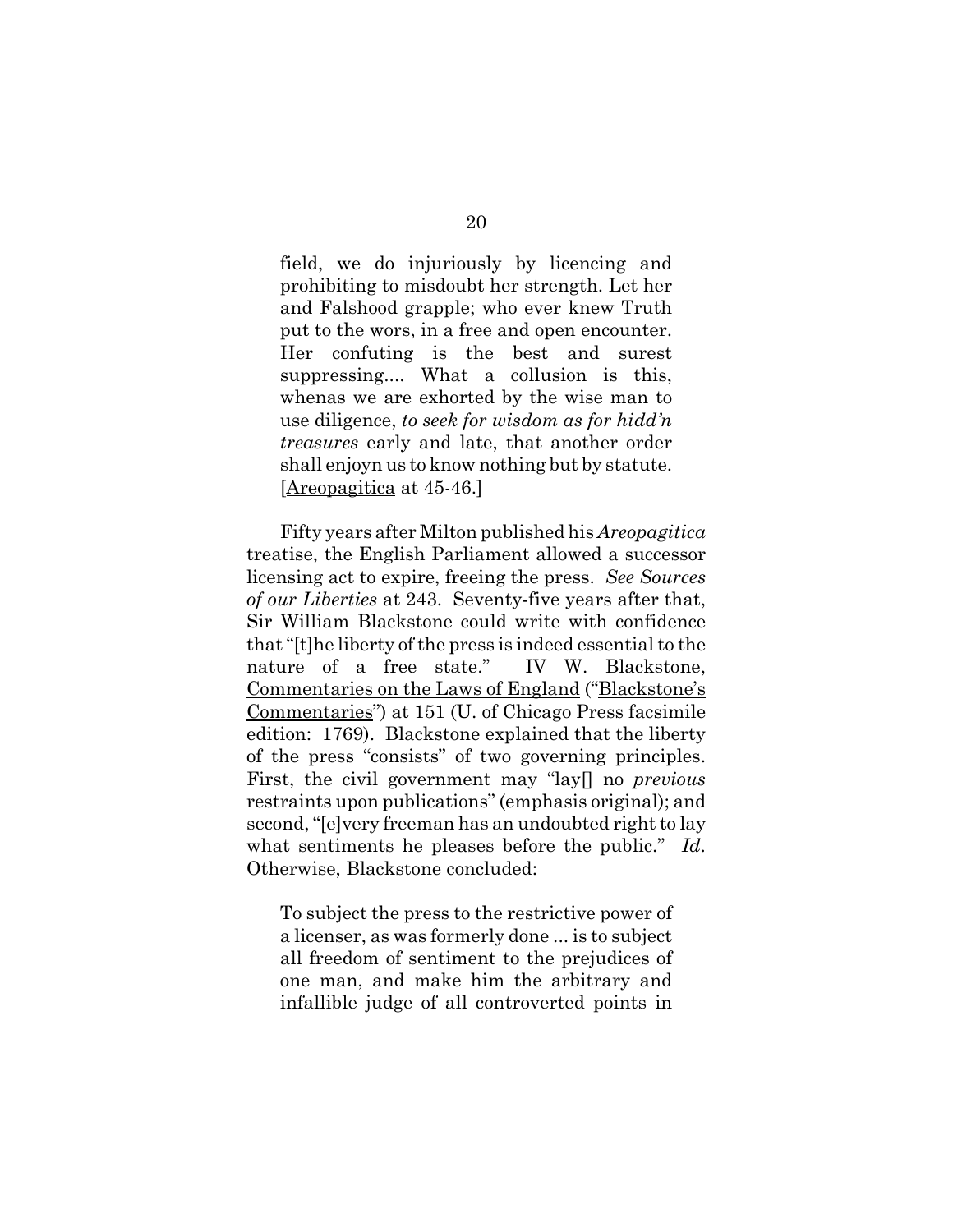> field, we do injuriously by licencing and prohibiting to misdoubt her strength. Let her and Falshood grapple; who ever knew Truth put to the wors, in a free and open encounter. Her confuting is the best and surest suppressing.... What a collusion is this, whenas we are exhorted by the wise man to use diligence, *to seek for wisdom as for hidd'n treasures* early and late, that another order shall enjoyn us to know nothing but by statute. [Areopagitica at 45-46.]

Fifty years after Milton published his *Areopagitica* treatise, the English Parliament allowed a successor licensing act to expire, freeing the press. *See Sources of our Liberties* at 243. Seventy-five years after that, Sir William Blackstone could write with confidence that "[t]he liberty of the press is indeed essential to the nature of a free state." IV W. Blackstone, Commentaries on the Laws of England ("Blackstone's Commentaries") at 151 (U. of Chicago Press facsimile edition: 1769). Blackstone explained that the liberty of the press "consists" of two governing principles. First, the civil government may "lay[] no *previous* restraints upon publications" (emphasis original); and second, "[e]very freeman has an undoubted right to lay what sentiments he pleases before the public." *Id*. Otherwise, Blackstone concluded:

> To subject the press to the restrictive power of a licenser, as was formerly done ... is to subject all freedom of sentiment to the prejudices of one man, and make him the arbitrary and infallible judge of all controverted points in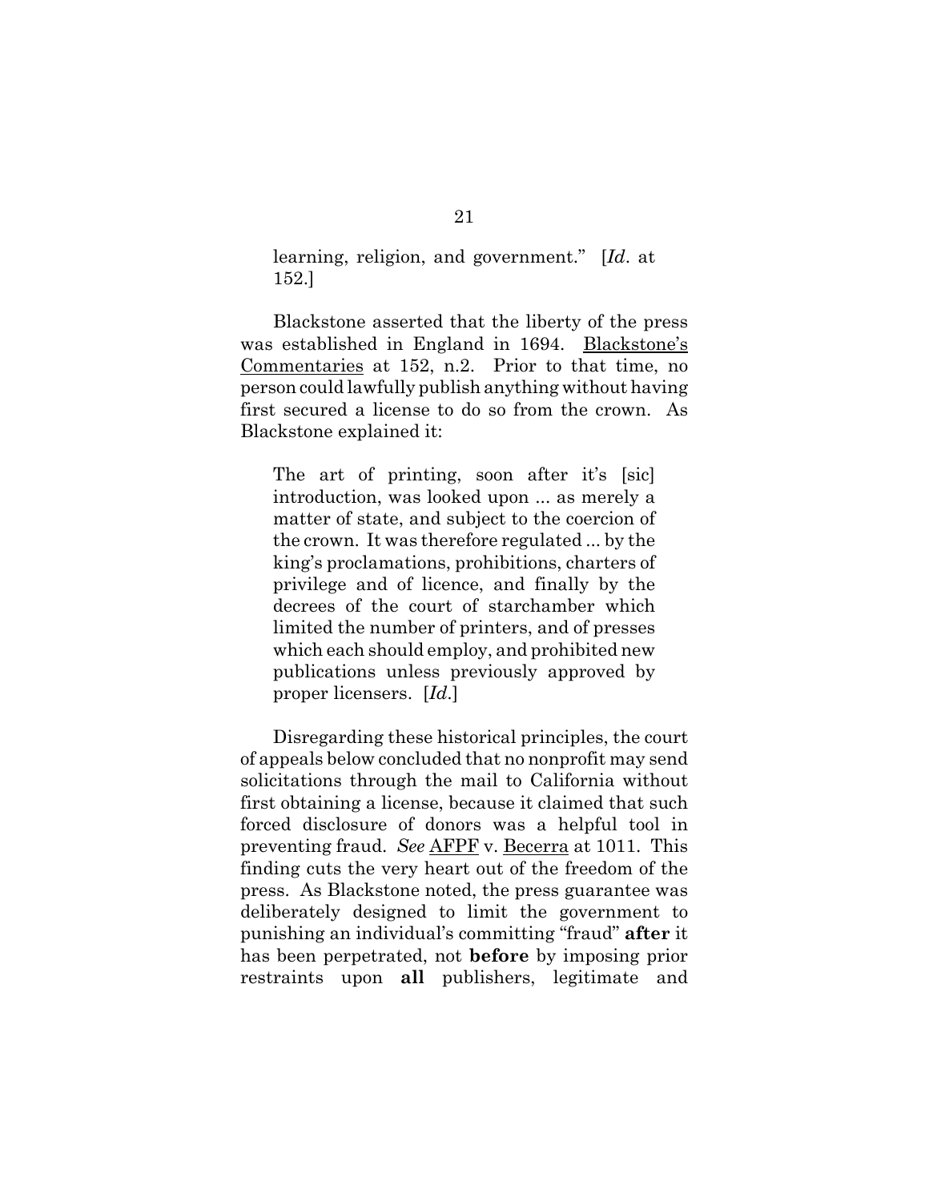> learning, religion, and government." [*Id*. at 152.]

Blackstone asserted that the liberty of the press was established in England in 1694. Blackstone's Commentaries at 152, n.2. Prior to that time, no person could lawfully publish anything without having first secured a license to do so from the crown. As Blackstone explained it:

> The art of printing, soon after it's [sic] introduction, was looked upon ... as merely a matter of state, and subject to the coercion of the crown. It was therefore regulated ... by the king's proclamations, prohibitions, charters of privilege and of licence, and finally by the decrees of the court of starchamber which limited the number of printers, and of presses which each should employ, and prohibited new publications unless previously approved by proper licensers. [*Id*.]

Disregarding these historical principles, the court of appeals below concluded that no nonprofit may send solicitations through the mail to California without first obtaining a license, because it claimed that such forced disclosure of donors was a helpful tool in preventing fraud. *See* AFPF v. Becerra at 1011. This finding cuts the very heart out of the freedom of the press. As Blackstone noted, the press guarantee was deliberately designed to limit the government to punishing an individual's committing "fraud" **after** it has been perpetrated, not **before** by imposing prior restraints upon **all** publishers, legitimate and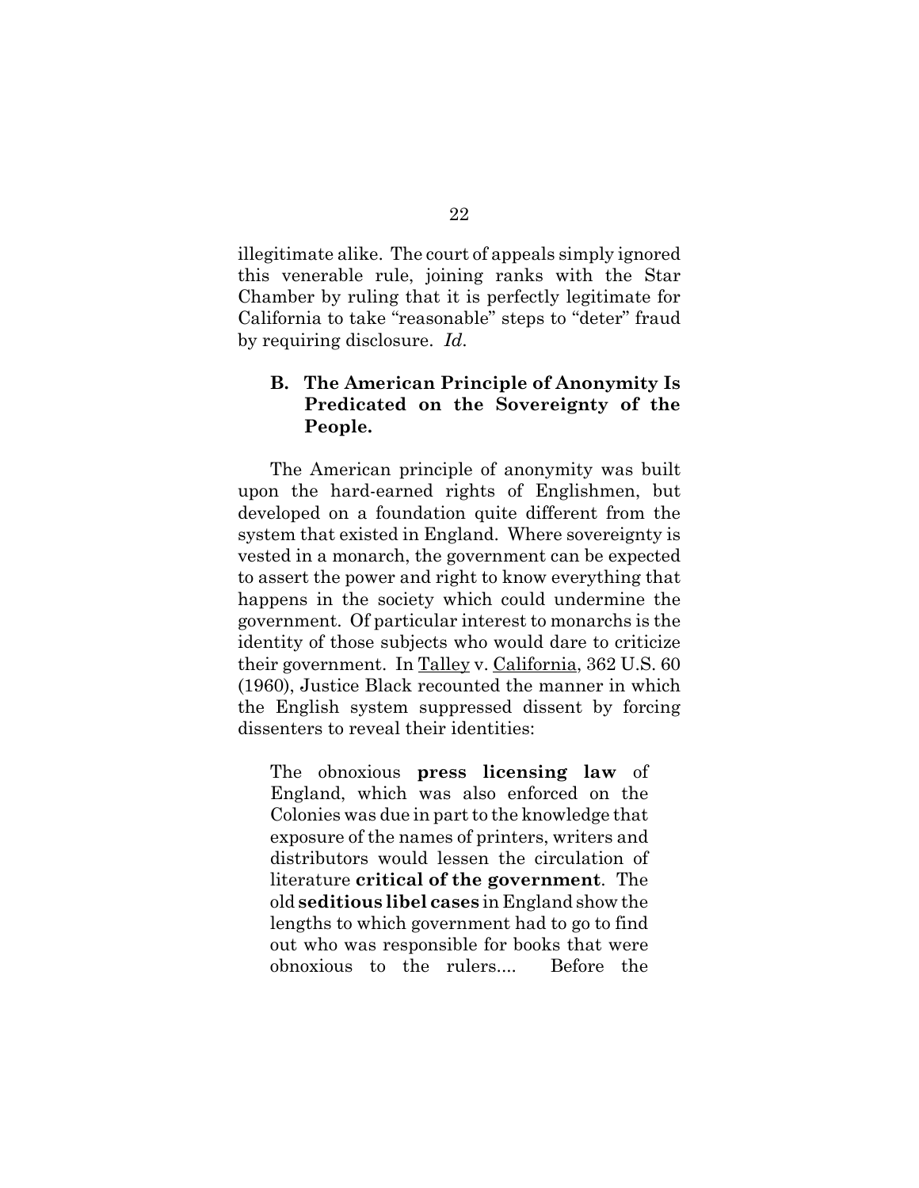illegitimate alike. The court of appeals simply ignored this venerable rule, joining ranks with the Star Chamber by ruling that it is perfectly legitimate for California to take "reasonable" steps to "deter" fraud by requiring disclosure. *Id*.

### B. The American Principle of Anonymity Is Predicated on the Sovereignty of the People.

The American principle of anonymity was built upon the hard-earned rights of Englishmen, but developed on a foundation quite different from the system that existed in England. Where sovereignty is vested in a monarch, the government can be expected to assert the power and right to know everything that happens in the society which could undermine the government. Of particular interest to monarchs is the identity of those subjects who would dare to criticize their government. In Talley v. California, 362 U.S. 60 (1960), Justice Black recounted the manner in which the English system suppressed dissent by forcing dissenters to reveal their identities:

> The obnoxious **press licensing law** of England, which was also enforced on the Colonies was due in part to the knowledge that exposure of the names of printers, writers and distributors would lessen the circulation of literature **critical of the government**. The old **seditious libel cases** in England show the lengths to which government had to go to find out who was responsible for books that were obnoxious to the rulers.... Before the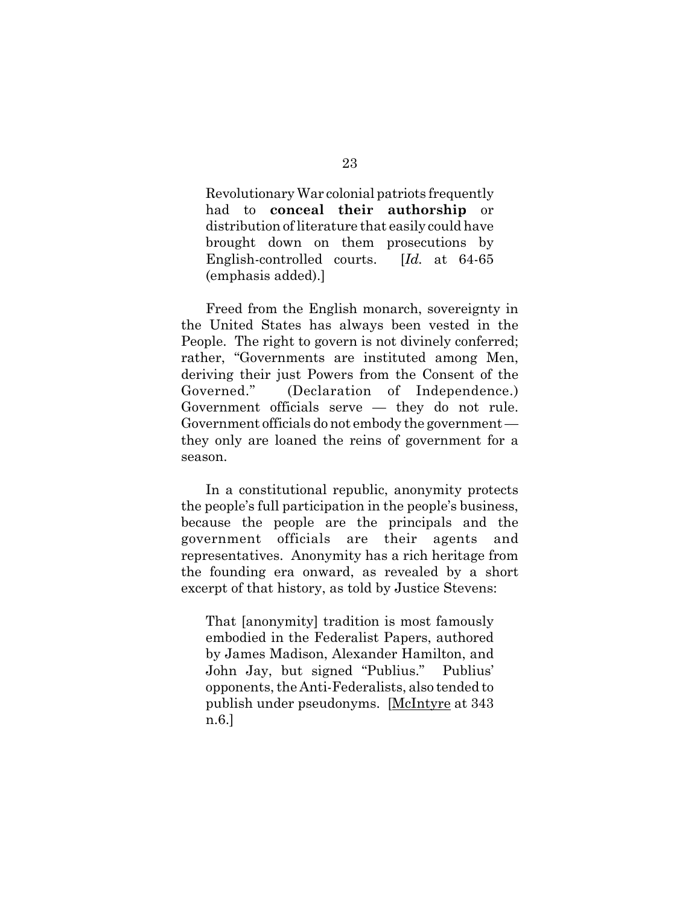> Revolutionary War colonial patriots frequently had to **conceal their authorship** or distribution of literature that easily could have brought down on them prosecutions by English-controlled courts. [*Id.* at 64-65 (emphasis added).]

Freed from the English monarch, sovereignty in the United States has always been vested in the People. The right to govern is not divinely conferred; rather, "Governments are instituted among Men, deriving their just Powers from the Consent of the Governed." (Declaration of Independence.) Government officials serve — they do not rule. Government officials do not embody the government — they only are loaned the reins of government for a season.

In a constitutional republic, anonymity protects the people's full participation in the people's business, because the people are the principals and the government officials are their agents and representatives. Anonymity has a rich heritage from the founding era onward, as revealed by a short excerpt of that history, as told by Justice Stevens:

> That [anonymity] tradition is most famously embodied in the Federalist Papers, authored by James Madison, Alexander Hamilton, and John Jay, but signed "Publius." Publius' opponents, the Anti-Federalists, also tended to publish under pseudonyms. [McIntyre at 343 n.6.]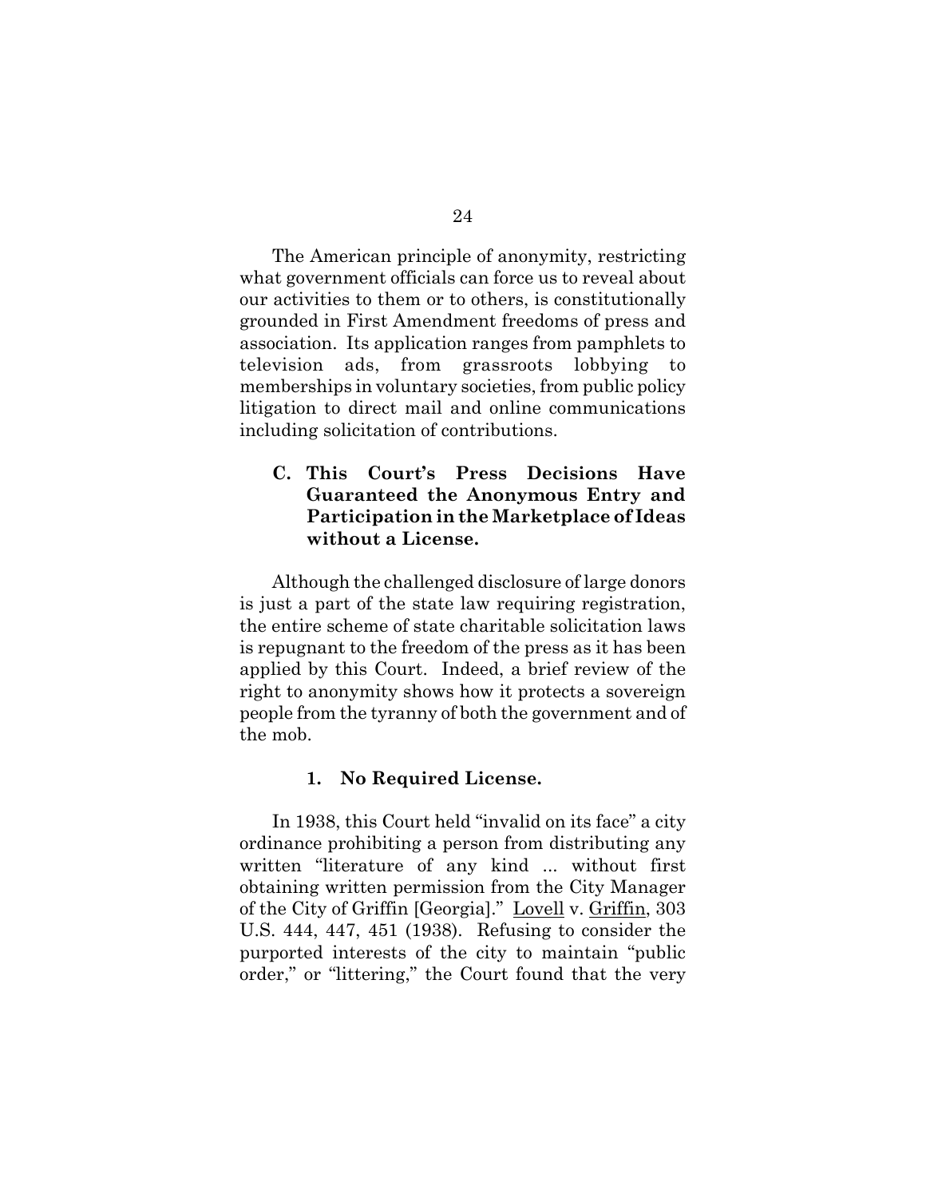The American principle of anonymity, restricting what government officials can force us to reveal about our activities to them or to others, is constitutionally grounded in First Amendment freedoms of press and association. Its application ranges from pamphlets to television ads, from grassroots lobbying to memberships in voluntary societies, from public policy litigation to direct mail and online communications including solicitation of contributions.

### C. This Court's Press Decisions Have Guaranteed the Anonymous Entry and Participation in the Marketplace of Ideas without a License.

Although the challenged disclosure of large donors is just a part of the state law requiring registration, the entire scheme of state charitable solicitation laws is repugnant to the freedom of the press as it has been applied by this Court. Indeed, a brief review of the right to anonymity shows how it protects a sovereign people from the tyranny of both the government and of the mob.

#### 1. No Required License.

In 1938, this Court held "invalid on its face" a city ordinance prohibiting a person from distributing any written "literature of any kind ... without first obtaining written permission from the City Manager of the City of Griffin [Georgia]." Lovell v. Griffin, 303 U.S. 444, 447, 451 (1938). Refusing to consider the purported interests of the city to maintain "public order," or "littering," the Court found that the very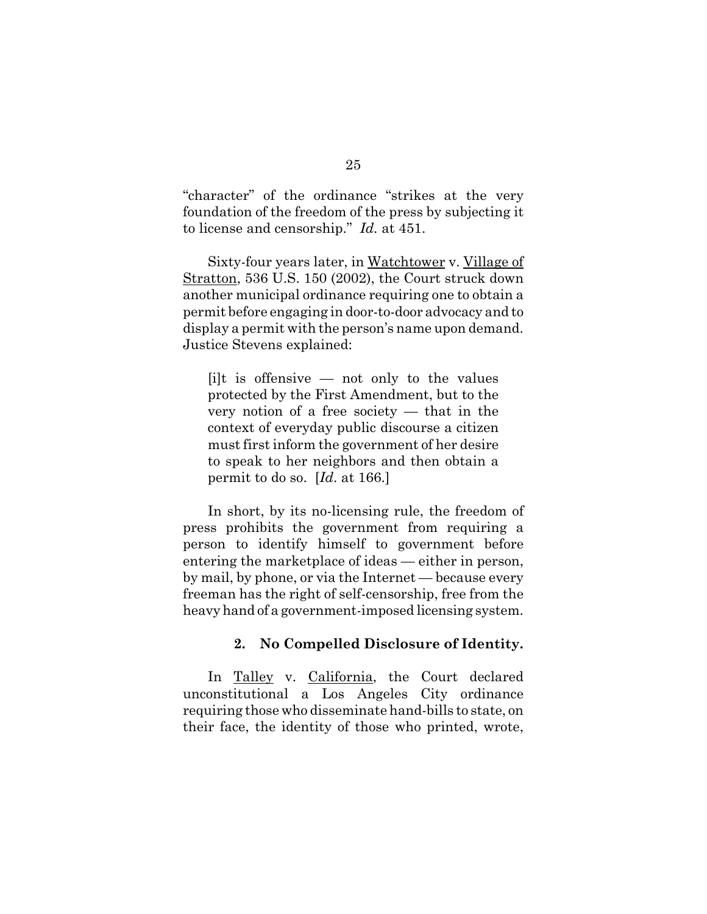"character" of the ordinance "strikes at the very foundation of the freedom of the press by subjecting it to license and censorship." *Id.* at 451.

Sixty-four years later, in Watchtower v. Village of Stratton, 536 U.S. 150 (2002), the Court struck down another municipal ordinance requiring one to obtain a permit before engaging in door-to-door advocacy and to display a permit with the person's name upon demand. Justice Stevens explained:

> [i]t is offensive — not only to the values protected by the First Amendment, but to the very notion of a free society — that in the context of everyday public discourse a citizen must first inform the government of her desire to speak to her neighbors and then obtain a permit to do so. [*Id.* at 166.]

In short, by its no-licensing rule, the freedom of press prohibits the government from requiring a person to identify himself to government before entering the marketplace of ideas — either in person, by mail, by phone, or via the Internet — because every freeman has the right of self-censorship, free from the heavy hand of a government-imposed licensing system.

**2. No Compelled Disclosure of Identity.**

In Talley v. California, the Court declared unconstitutional a Los Angeles City ordinance requiring those who disseminate hand-bills to state, on their face, the identity of those who printed, wrote,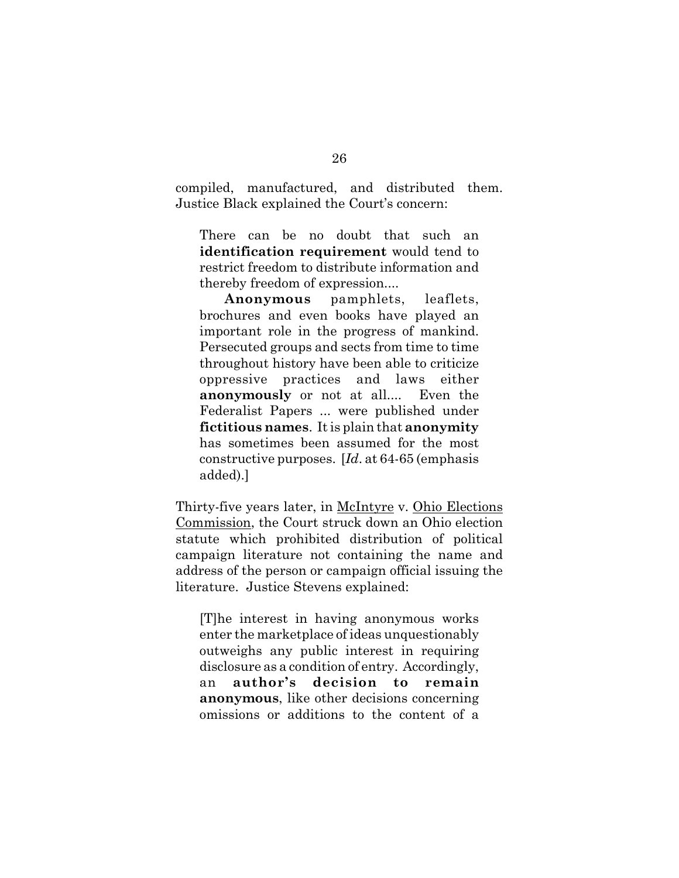compiled, manufactured, and distributed them. Justice Black explained the Court's concern:

> There can be no doubt that such an **identification requirement** would tend to restrict freedom to distribute information and thereby freedom of expression....
>
> **Anonymous** pamphlets, leaflets, brochures and even books have played an important role in the progress of mankind. Persecuted groups and sects from time to time throughout history have been able to criticize oppressive practices and laws either **anonymously** or not at all.... Even the Federalist Papers ... were published under **fictitious names**. It is plain that **anonymity** has sometimes been assumed for the most constructive purposes. [*Id*. at 64-65 (emphasis added).]

Thirty-five years later, in <u>McIntyre</u> v. <u>Ohio Elections Commission</u>, the Court struck down an Ohio election statute which prohibited distribution of political campaign literature not containing the name and address of the person or campaign official issuing the literature. Justice Stevens explained:

> [T]he interest in having anonymous works enter the marketplace of ideas unquestionably outweighs any public interest in requiring disclosure as a condition of entry. Accordingly, an **author's decision to remain anonymous**, like other decisions concerning omissions or additions to the content of a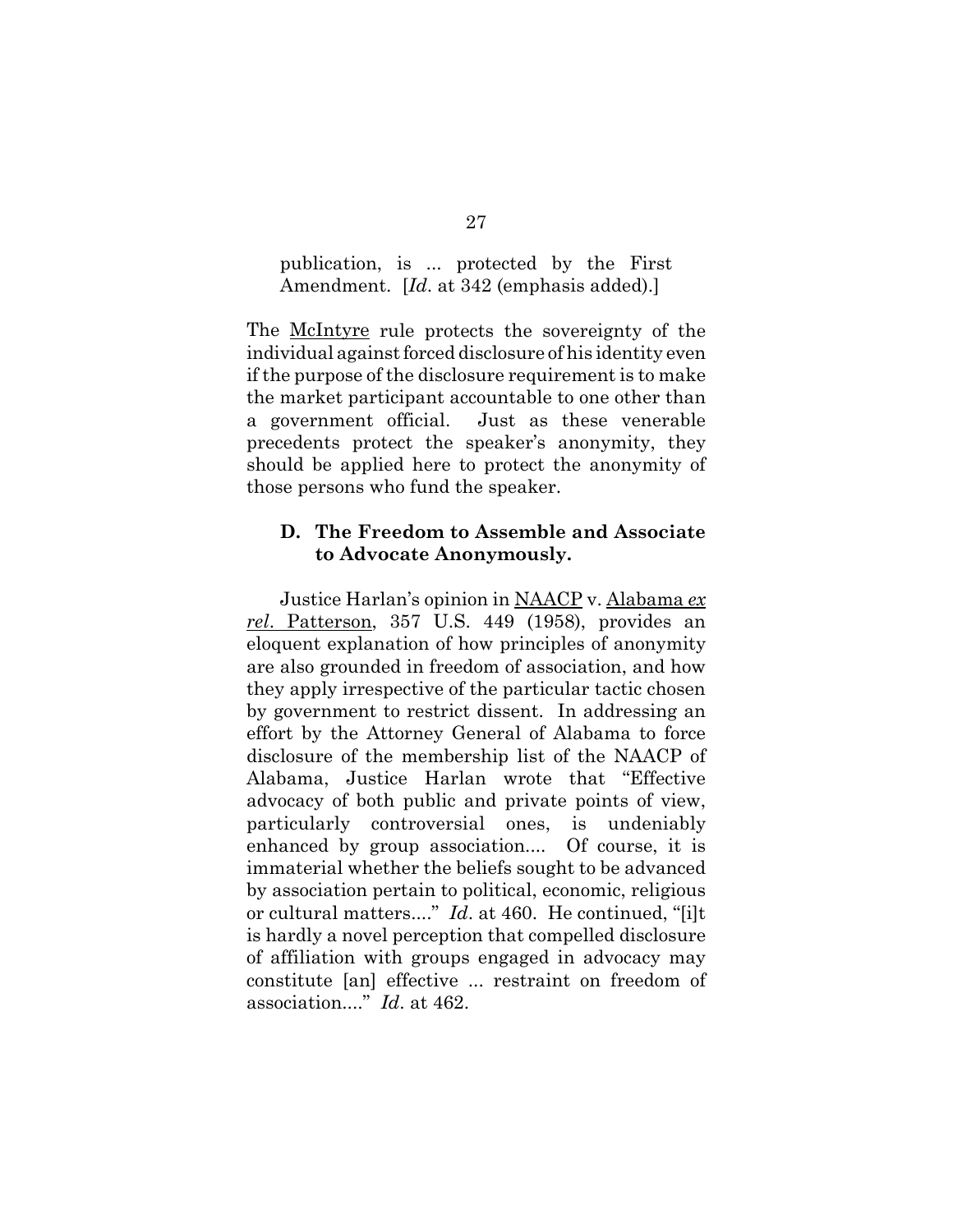> publication, is ... protected by the First Amendment. [*Id*. at 342 (emphasis added).]

The McIntyre rule protects the sovereignty of the individual against forced disclosure of his identity even if the purpose of the disclosure requirement is to make the market participant accountable to one other than a government official. Just as these venerable precedents protect the speaker's anonymity, they should be applied here to protect the anonymity of those persons who fund the speaker.

### D. The Freedom to Assemble and Associate to Advocate Anonymously.

Justice Harlan's opinion in NAACP v. Alabama *ex rel*. Patterson, 357 U.S. 449 (1958), provides an eloquent explanation of how principles of anonymity are also grounded in freedom of association, and how they apply irrespective of the particular tactic chosen by government to restrict dissent. In addressing an effort by the Attorney General of Alabama to force disclosure of the membership list of the NAACP of Alabama, Justice Harlan wrote that "Effective advocacy of both public and private points of view, particularly controversial ones, is undeniably enhanced by group association.... Of course, it is immaterial whether the beliefs sought to be advanced by association pertain to political, economic, religious or cultural matters...." *Id*. at 460. He continued, "[i]t is hardly a novel perception that compelled disclosure of affiliation with groups engaged in advocacy may constitute [an] effective ... restraint on freedom of association...." *Id*. at 462.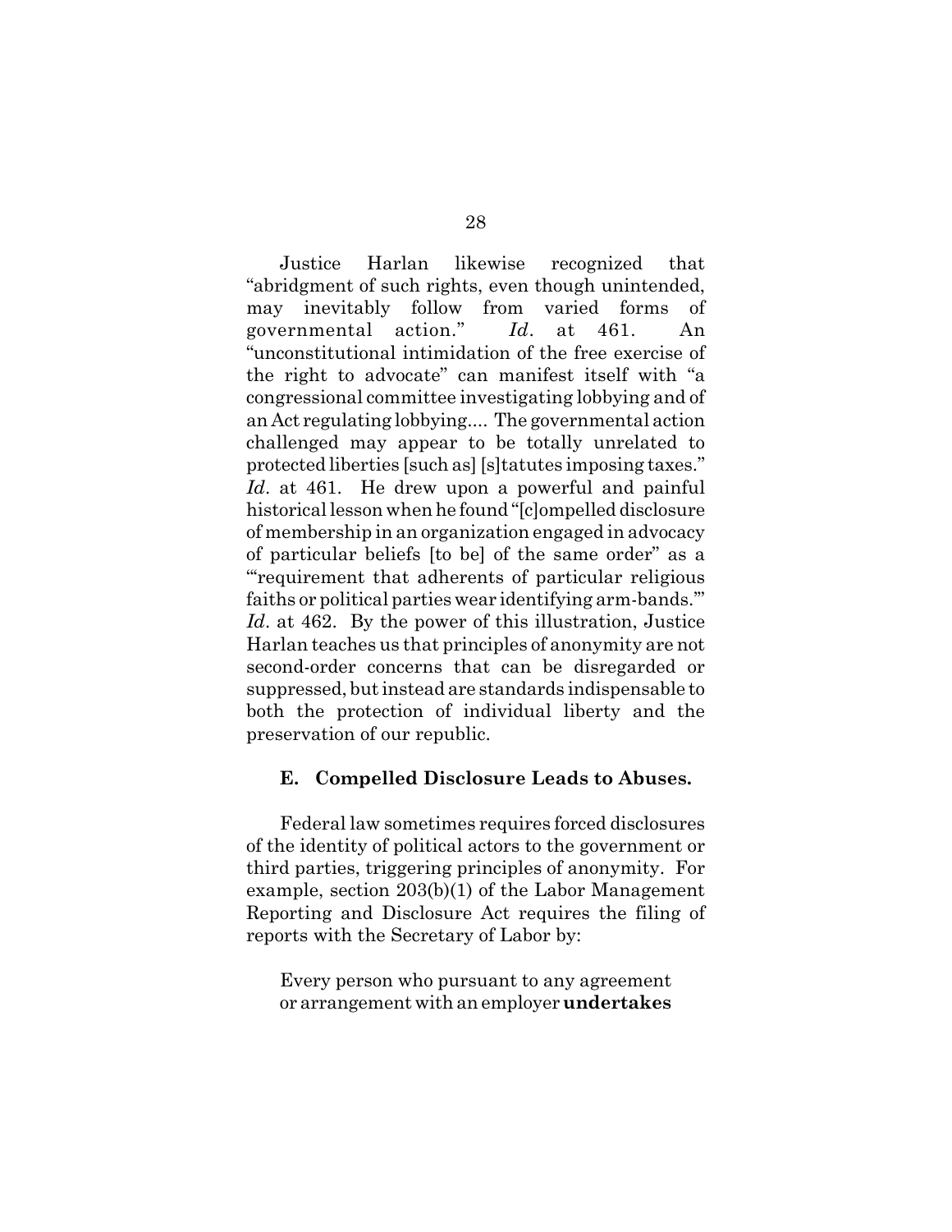Justice Harlan likewise recognized that "abridgment of such rights, even though unintended, may inevitably follow from varied forms of governmental action." *Id*. at 461. An "unconstitutional intimidation of the free exercise of the right to advocate" can manifest itself with "a congressional committee investigating lobbying and of an Act regulating lobbying.... The governmental action challenged may appear to be totally unrelated to protected liberties [such as] [s]tatutes imposing taxes." *Id*. at 461. He drew upon a powerful and painful historical lesson when he found "[c]ompelled disclosure of membership in an organization engaged in advocacy of particular beliefs [to be] of the same order" as a "'requirement that adherents of particular religious faiths or political parties wear identifying arm-bands.'" *Id*. at 462. By the power of this illustration, Justice Harlan teaches us that principles of anonymity are not second-order concerns that can be disregarded or suppressed, but instead are standards indispensable to both the protection of individual liberty and the preservation of our republic.

### E. Compelled Disclosure Leads to Abuses.

Federal law sometimes requires forced disclosures of the identity of political actors to the government or third parties, triggering principles of anonymity. For example, section 203(b)(1) of the Labor Management Reporting and Disclosure Act requires the filing of reports with the Secretary of Labor by:

> Every person who pursuant to any agreement or arrangement with an employer **undertakes**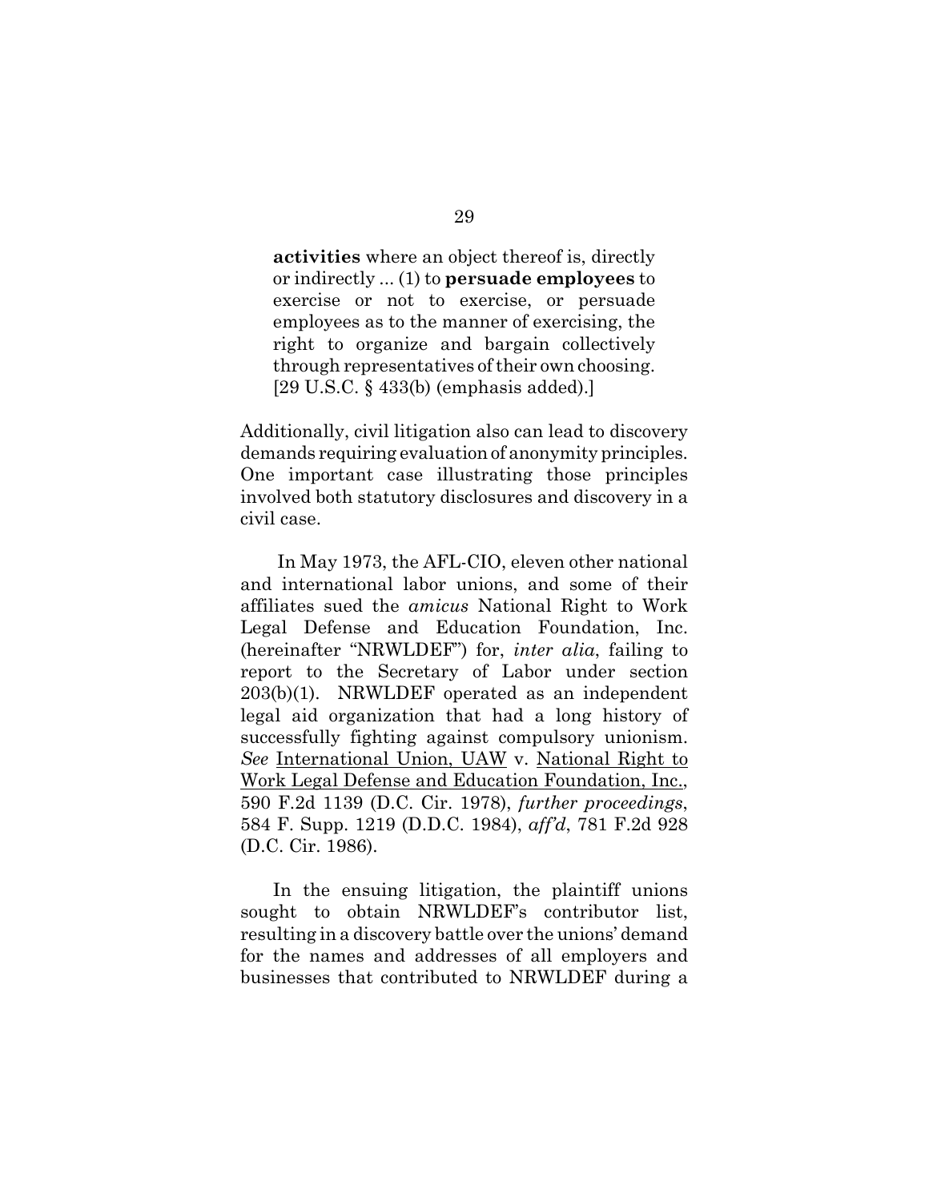> **activities** where an object thereof is, directly or indirectly ... (1) to **persuade employees** to exercise or not to exercise, or persuade employees as to the manner of exercising, the right to organize and bargain collectively through representatives of their own choosing. [29 U.S.C. § 433(b) (emphasis added).]

Additionally, civil litigation also can lead to discovery demands requiring evaluation of anonymity principles. One important case illustrating those principles involved both statutory disclosures and discovery in a civil case.

In May 1973, the AFL-CIO, eleven other national and international labor unions, and some of their affiliates sued the *amicus* National Right to Work Legal Defense and Education Foundation, Inc. (hereinafter "NRWLDEF") for, *inter alia*, failing to report to the Secretary of Labor under section 203(b)(1). NRWLDEF operated as an independent legal aid organization that had a long history of successfully fighting against compulsory unionism. *See* International Union, UAW v. National Right to Work Legal Defense and Education Foundation, Inc., 590 F.2d 1139 (D.C. Cir. 1978), *further proceedings*, 584 F. Supp. 1219 (D.D.C. 1984), *aff'd*, 781 F.2d 928 (D.C. Cir. 1986).

In the ensuing litigation, the plaintiff unions sought to obtain NRWLDEF's contributor list, resulting in a discovery battle over the unions' demand for the names and addresses of all employers and businesses that contributed to NRWLDEF during a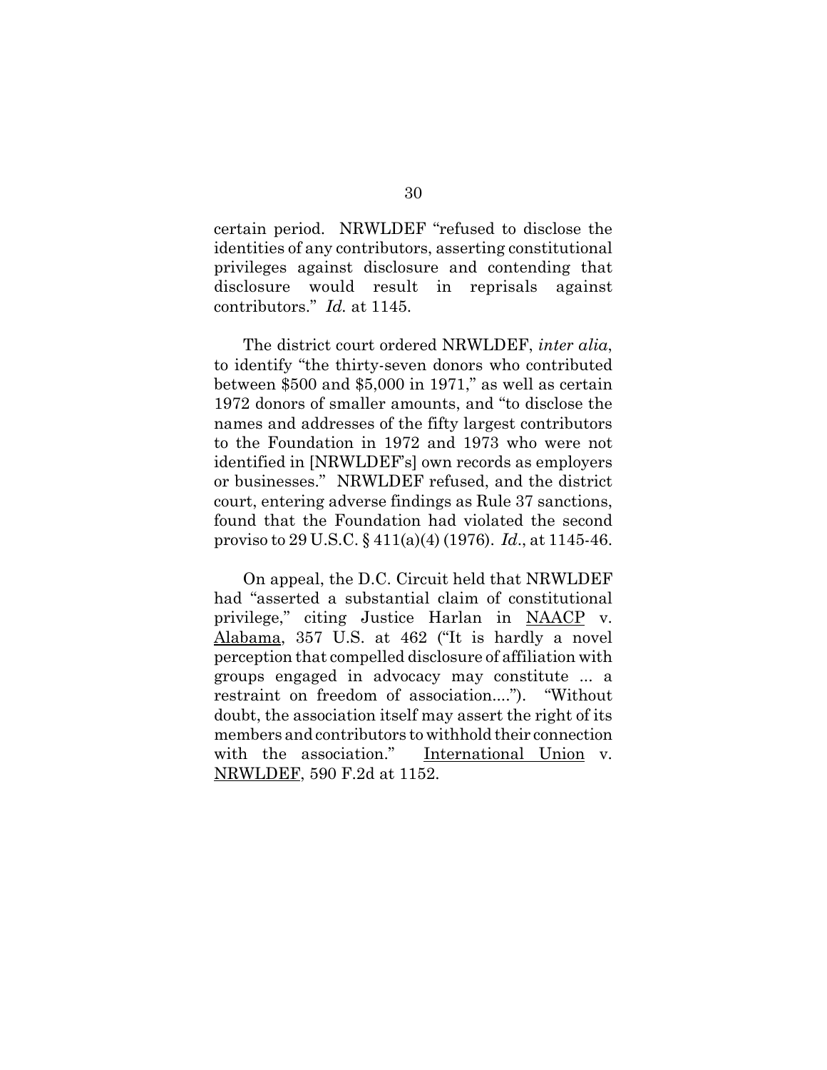certain period. NRWLDEF "refused to disclose the identities of any contributors, asserting constitutional privileges against disclosure and contending that disclosure would result in reprisals against contributors." *Id.* at 1145.

The district court ordered NRWLDEF, *inter alia*, to identify "the thirty-seven donors who contributed between $500 and $5,000 in 1971," as well as certain 1972 donors of smaller amounts, and "to disclose the names and addresses of the fifty largest contributors to the Foundation in 1972 and 1973 who were not identified in [NRWLDEF's] own records as employers or businesses." NRWLDEF refused, and the district court, entering adverse findings as Rule 37 sanctions, found that the Foundation had violated the second proviso to 29 U.S.C. § 411(a)(4) (1976). *Id*., at 1145-46.

On appeal, the D.C. Circuit held that NRWLDEF had "asserted a substantial claim of constitutional privilege," citing Justice Harlan in NAACP v. Alabama, 357 U.S. at 462 ("It is hardly a novel perception that compelled disclosure of affiliation with groups engaged in advocacy may constitute ... a restraint on freedom of association...."). "Without doubt, the association itself may assert the right of its members and contributors to withhold their connection with the association." International Union v. NRWLDEF, 590 F.2d at 1152.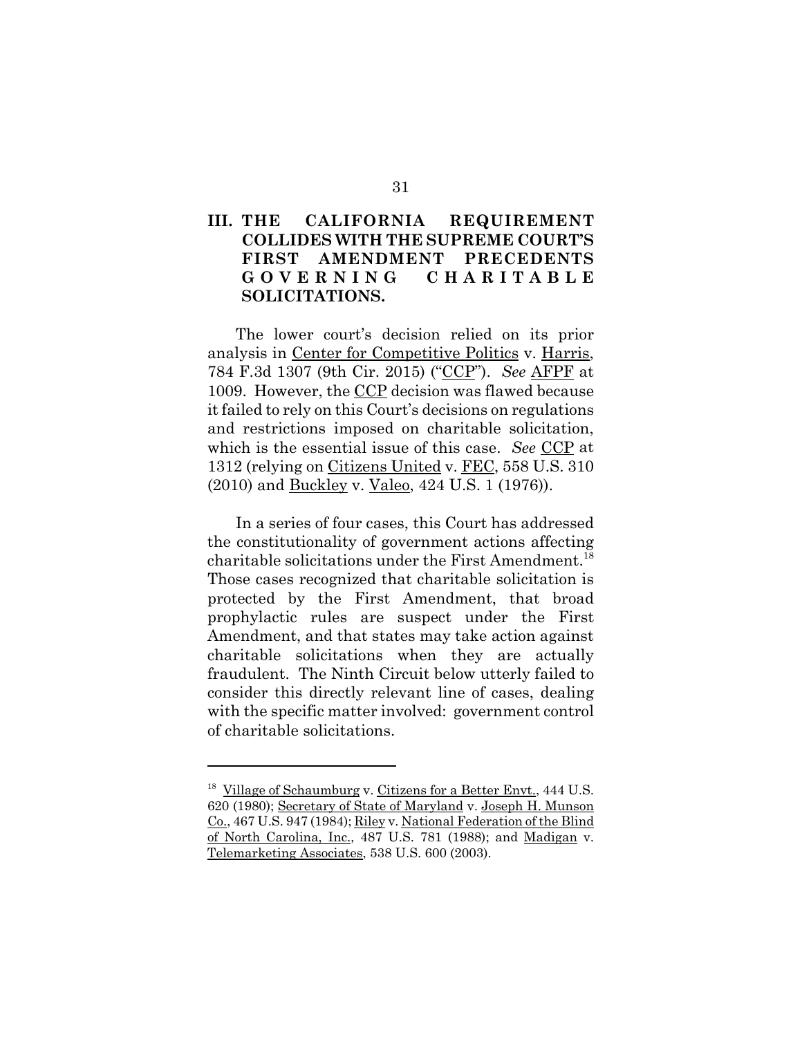## III. THE CALIFORNIA REQUIREMENT COLLIDES WITH THE SUPREME COURT'S FIRST AMENDMENT PRECEDENTS GOVERNING CHARITABLE SOLICITATIONS.

The lower court's decision relied on its prior analysis in Center for Competitive Politics v. Harris, 784 F.3d 1307 (9th Cir. 2015) ("CCP"). *See* AFPF at 1009. However, the CCP decision was flawed because it failed to rely on this Court's decisions on regulations and restrictions imposed on charitable solicitation, which is the essential issue of this case. *See* CCP at 1312 (relying on Citizens United v. FEC, 558 U.S. 310 (2010) and Buckley v. Valeo, 424 U.S. 1 (1976)).

In a series of four cases, this Court has addressed the constitutionality of government actions affecting charitable solicitations under the First Amendment.[18] Those cases recognized that charitable solicitation is protected by the First Amendment, that broad prophylactic rules are suspect under the First Amendment, and that states may take action against charitable solicitations when they are actually fraudulent. The Ninth Circuit below utterly failed to consider this directly relevant line of cases, dealing with the specific matter involved: government control of charitable solicitations.

---

[18] Village of Schaumburg v. Citizens for a Better Envt., 444 U.S. 620 (1980); Secretary of State of Maryland v. Joseph H. Munson Co., 467 U.S. 947 (1984); Riley v. National Federation of the Blind of North Carolina, Inc., 487 U.S. 781 (1988); and Madigan v. Telemarketing Associates, 538 U.S. 600 (2003).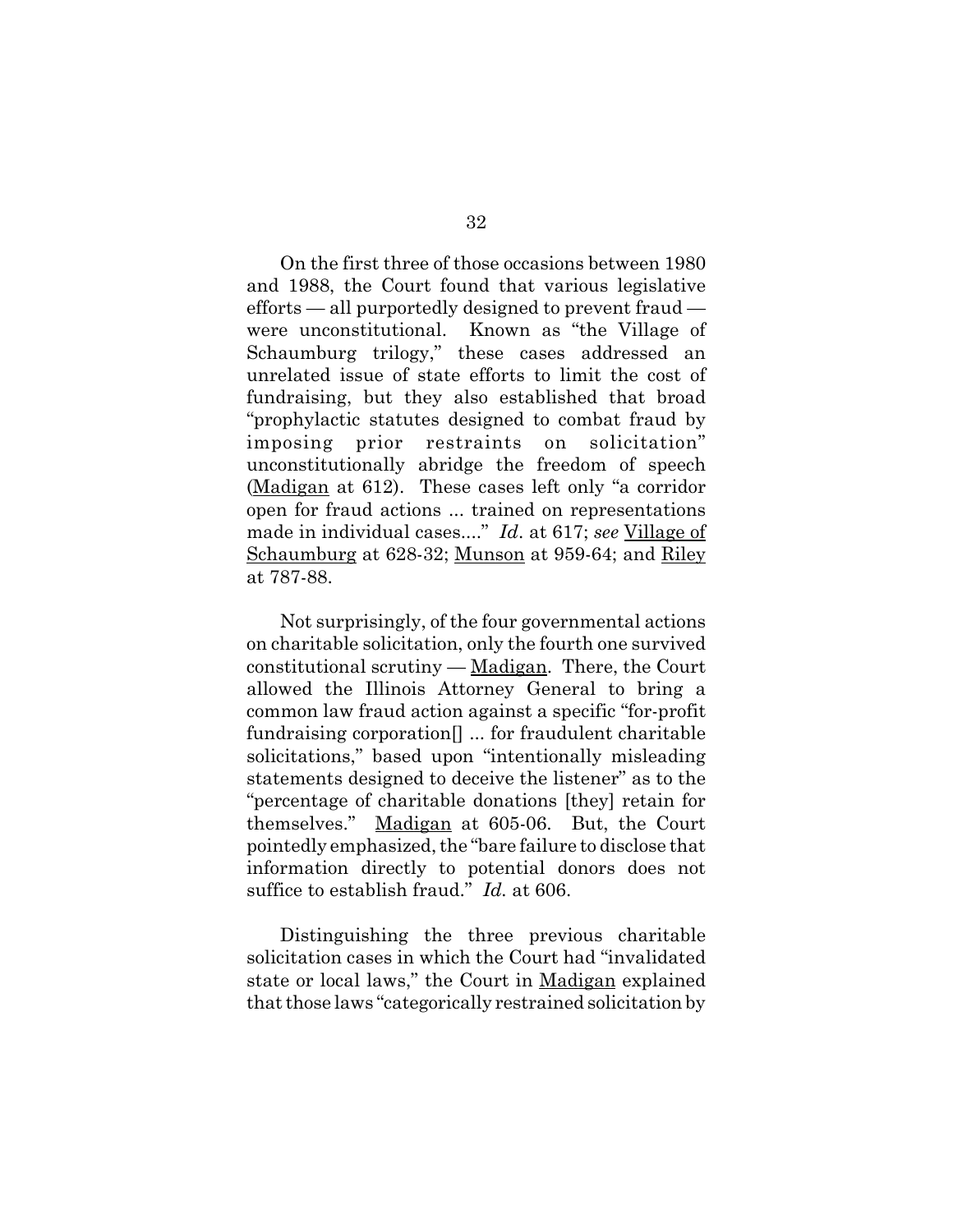On the first three of those occasions between 1980 and 1988, the Court found that various legislative efforts — all purportedly designed to prevent fraud — were unconstitutional. Known as "the Village of Schaumburg trilogy," these cases addressed an unrelated issue of state efforts to limit the cost of fundraising, but they also established that broad "prophylactic statutes designed to combat fraud by imposing prior restraints on solicitation" unconstitutionally abridge the freedom of speech (Madigan at 612). These cases left only "a corridor open for fraud actions ... trained on representations made in individual cases...." *Id.* at 617; *see* Village of Schaumburg at 628-32; Munson at 959-64; and Riley at 787-88.

Not surprisingly, of the four governmental actions on charitable solicitation, only the fourth one survived constitutional scrutiny — Madigan. There, the Court allowed the Illinois Attorney General to bring a common law fraud action against a specific "for-profit fundraising corporation[] ... for fraudulent charitable solicitations," based upon "intentionally misleading statements designed to deceive the listener" as to the "percentage of charitable donations [they] retain for themselves." Madigan at 605-06. But, the Court pointedly emphasized, the "bare failure to disclose that information directly to potential donors does not suffice to establish fraud." *Id.* at 606.

Distinguishing the three previous charitable solicitation cases in which the Court had "invalidated state or local laws," the Court in Madigan explained that those laws "categorically restrained solicitation by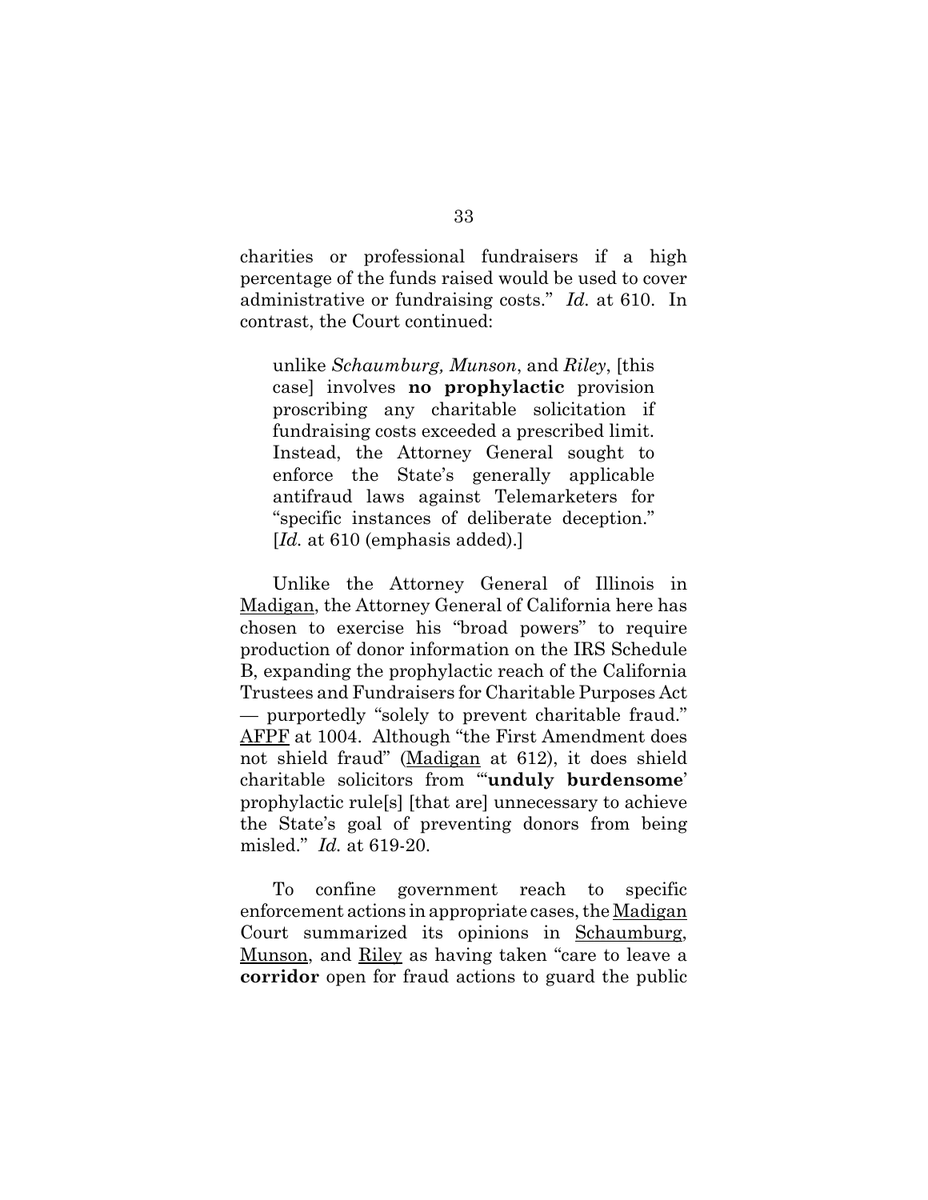charities or professional fundraisers if a high percentage of the funds raised would be used to cover administrative or fundraising costs." *Id.* at 610. In contrast, the Court continued:

> unlike *Schaumburg, Munson*, and *Riley*, [this case] involves **no prophylactic** provision proscribing any charitable solicitation if fundraising costs exceeded a prescribed limit. Instead, the Attorney General sought to enforce the State's generally applicable antifraud laws against Telemarketers for "specific instances of deliberate deception." [*Id.* at 610 (emphasis added).]

Unlike the Attorney General of Illinois in Madigan, the Attorney General of California here has chosen to exercise his "broad powers" to require production of donor information on the IRS Schedule B, expanding the prophylactic reach of the California Trustees and Fundraisers for Charitable Purposes Act — purportedly "solely to prevent charitable fraud." AFPF at 1004. Although "the First Amendment does not shield fraud" (Madigan at 612), it does shield charitable solicitors from "'**unduly burdensome**' prophylactic rule[s] [that are] unnecessary to achieve the State's goal of preventing donors from being misled." *Id.* at 619-20.

To confine government reach to specific enforcement actions in appropriate cases, the Madigan Court summarized its opinions in Schaumburg, Munson, and Riley as having taken "care to leave a **corridor** open for fraud actions to guard the public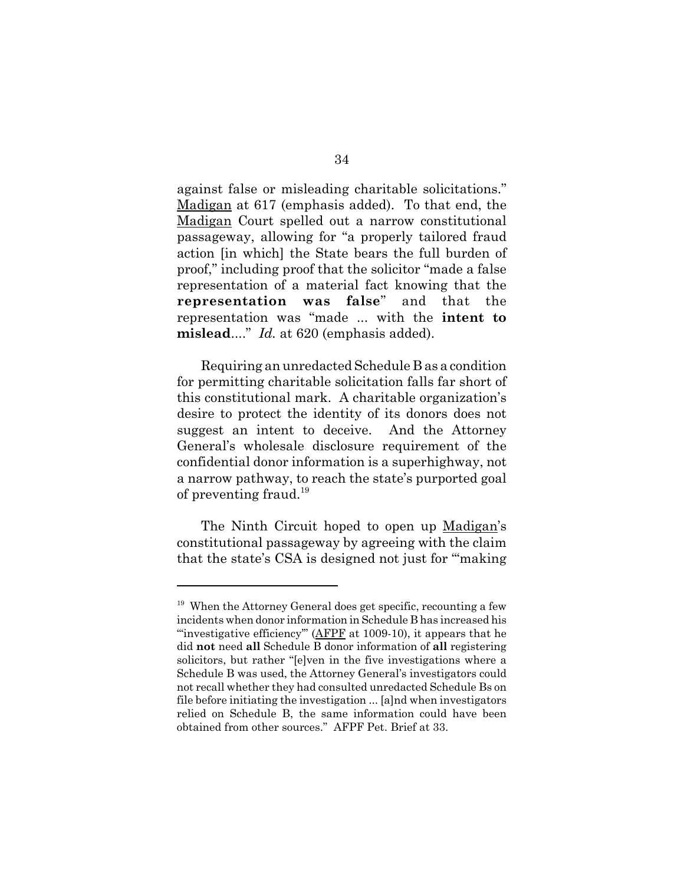against false or misleading charitable solicitations." Madigan at 617 (emphasis added). To that end, the Madigan Court spelled out a narrow constitutional passageway, allowing for "a properly tailored fraud action [in which] the State bears the full burden of proof," including proof that the solicitor "made a false representation of a material fact knowing that the **representation was false**" and that the representation was "made ... with the **intent to mislead**...." *Id.* at 620 (emphasis added).

Requiring an unredacted Schedule B as a condition for permitting charitable solicitation falls far short of this constitutional mark. A charitable organization's desire to protect the identity of its donors does not suggest an intent to deceive. And the Attorney General's wholesale disclosure requirement of the confidential donor information is a superhighway, not a narrow pathway, to reach the state's purported goal of preventing fraud.[19]

The Ninth Circuit hoped to open up Madigan's constitutional passageway by agreeing with the claim that the state's CSA is designed not just for "'making

---

[19] When the Attorney General does get specific, recounting a few incidents when donor information in Schedule B has increased his "'investigative efficiency'" (AFPF at 1009-10), it appears that he did **not** need **all** Schedule B donor information of **all** registering solicitors, but rather "[e]ven in the five investigations where a Schedule B was used, the Attorney General's investigators could not recall whether they had consulted unredacted Schedule Bs on file before initiating the investigation ... [a]nd when investigators relied on Schedule B, the same information could have been obtained from other sources." AFPF Pet. Brief at 33.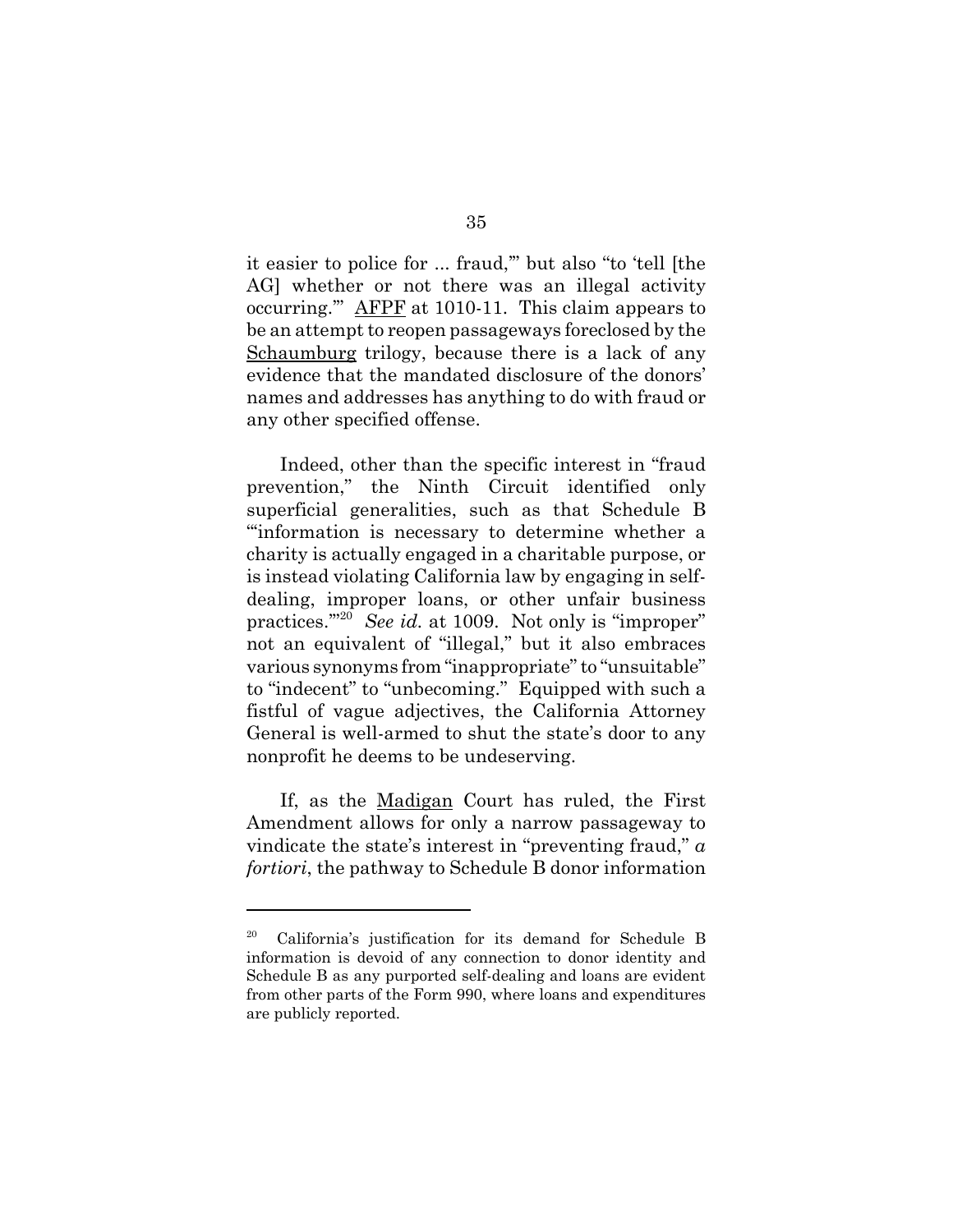it easier to police for ... fraud,'" but also "to 'tell [the AG] whether or not there was an illegal activity occurring.'" AFPF at 1010-11. This claim appears to be an attempt to reopen passageways foreclosed by the Schaumburg trilogy, because there is a lack of any evidence that the mandated disclosure of the donors' names and addresses has anything to do with fraud or any other specified offense.

Indeed, other than the specific interest in "fraud prevention," the Ninth Circuit identified only superficial generalities, such as that Schedule B "'information is necessary to determine whether a charity is actually engaged in a charitable purpose, or is instead violating California law by engaging in self-dealing, improper loans, or other unfair business practices.'"[20] *See id.* at 1009. Not only is "improper" not an equivalent of "illegal," but it also embraces various synonyms from "inappropriate" to "unsuitable" to "indecent" to "unbecoming." Equipped with such a fistful of vague adjectives, the California Attorney General is well-armed to shut the state's door to any nonprofit he deems to be undeserving.

If, as the Madigan Court has ruled, the First Amendment allows for only a narrow passageway to vindicate the state's interest in "preventing fraud," *a fortiori*, the pathway to Schedule B donor information

---

[20] California's justification for its demand for Schedule B information is devoid of any connection to donor identity and Schedule B as any purported self-dealing and loans are evident from other parts of the Form 990, where loans and expenditures are publicly reported.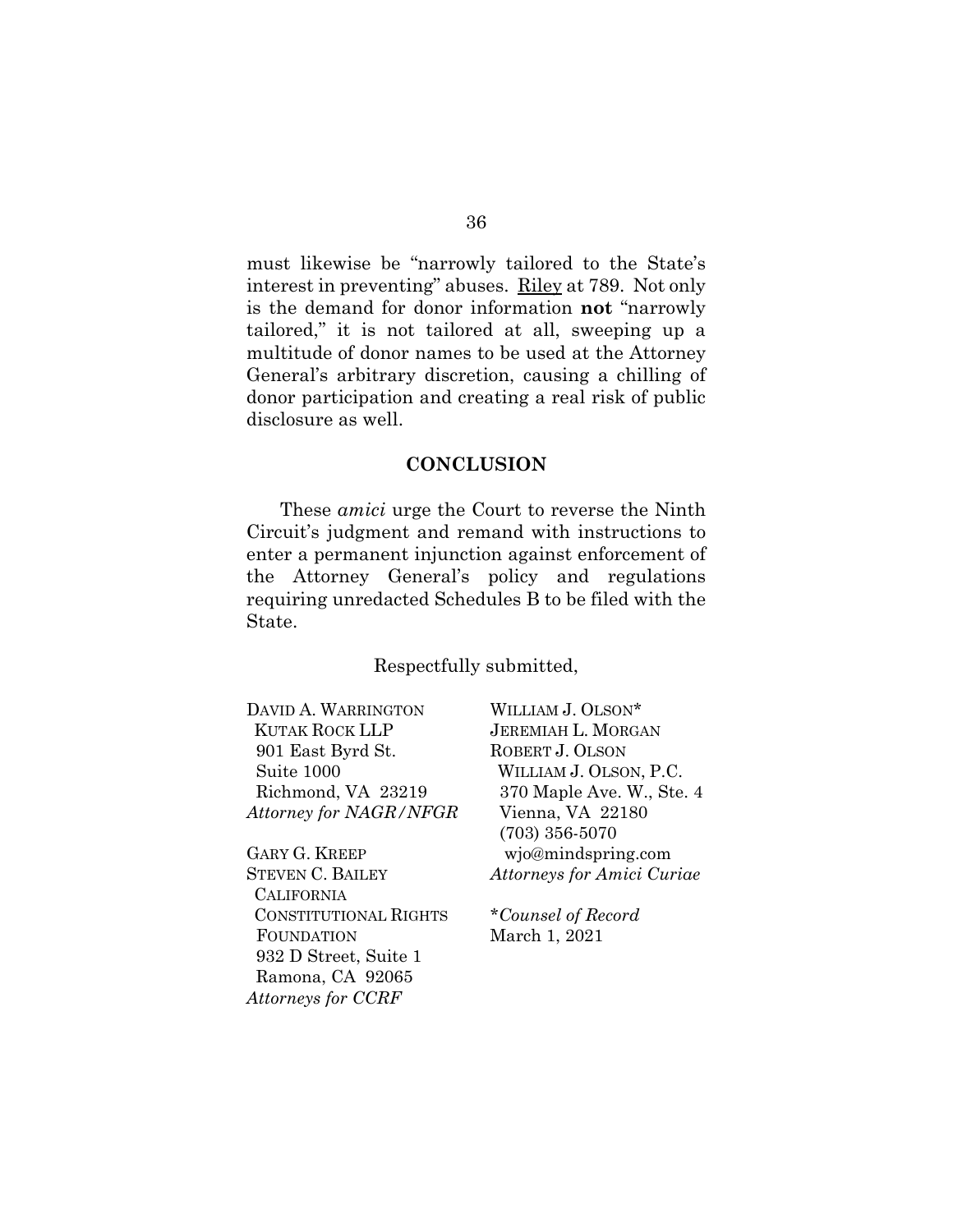must likewise be "narrowly tailored to the State's interest in preventing" abuses. Riley at 789. Not only is the demand for donor information **not** "narrowly tailored," it is not tailored at all, sweeping up a multitude of donor names to be used at the Attorney General's arbitrary discretion, causing a chilling of donor participation and creating a real risk of public disclosure as well.

## CONCLUSION

These *amici* urge the Court to reverse the Ninth Circuit's judgment and remand with instructions to enter a permanent injunction against enforcement of the Attorney General's policy and regulations requiring unredacted Schedules B to be filed with the State.

Respectfully submitted,

DAVID A. WARRINGTON
KUTAK ROCK LLP
901 East Byrd St.
Suite 1000
Richmond, VA 23219
*Attorney for NAGR/NFGR*

GARY G. KREEP
STEVEN C. BAILEY
CALIFORNIA CONSTITUTIONAL RIGHTS FOUNDATION
932 D Street, Suite 1
Ramona, CA 92065
*Attorneys for CCRF*

WILLIAM J. OLSON*
JEREMIAH L. MORGAN
ROBERT J. OLSON
WILLIAM J. OLSON, P.C.
370 Maple Ave. W., Ste. 4
Vienna, VA 22180
(703) 356-5070
wjo@mindspring.com
*Attorneys for Amici Curiae*

**Counsel of Record*
March 1, 2021